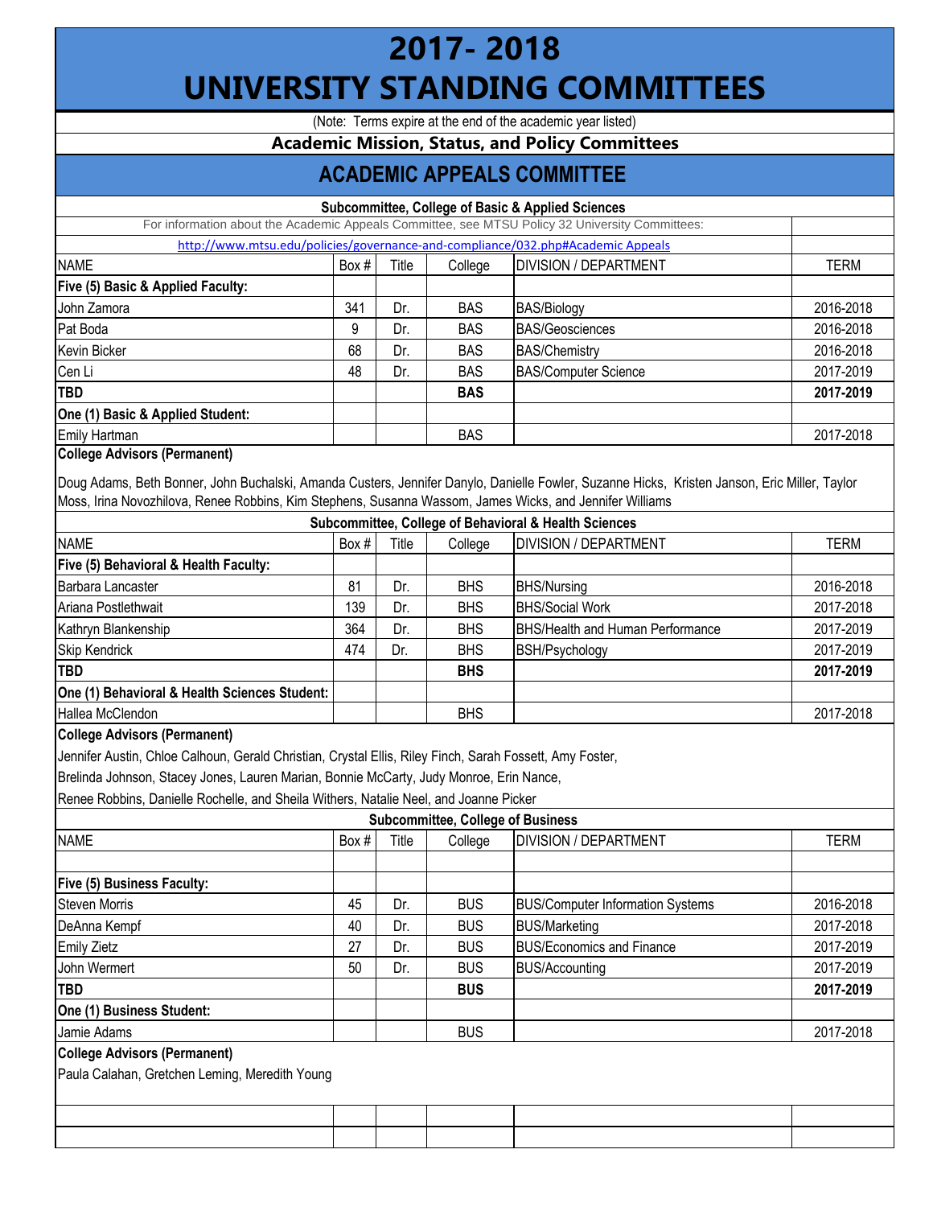# 2017- 2018
# UNIVERSITY STANDING COMMITTEES

(Note: Terms expire at the end of the academic year listed)

**Academic Mission, Status, and Policy Committees**

## ACADEMIC APPEALS COMMITTEE

### Subcommittee, College of Basic & Applied Sciences

For information about the Academic Appeals Committee, see MTSU Policy 32 University Committees:

http://www.mtsu.edu/policies/governance-and-compliance/032.php#Academic Appeals

| NAME | Box # | Title | College | DIVISION / DEPARTMENT | TERM |
|---|---|---|---|---|---|
| **Five (5) Basic & Applied Faculty:** | | | | | |
| John Zamora | 341 | Dr. | BAS | BAS/Biology | 2016-2018 |
| Pat Boda | 9 | Dr. | BAS | BAS/Geosciences | 2016-2018 |
| Kevin Bicker | 68 | Dr. | BAS | BAS/Chemistry | 2016-2018 |
| Cen Li | 48 | Dr. | BAS | BAS/Computer Science | 2017-2019 |
| **TBD** | | | **BAS** | | **2017-2019** |
| **One (1) Basic & Applied Student:** | | | | | |
| Emily Hartman | | | BAS | | 2017-2018 |

**College Advisors (Permanent)**

Doug Adams, Beth Bonner, John Buchalski, Amanda Custers, Jennifer Danylo, Danielle Fowler, Suzanne Hicks, Kristen Janson, Eric Miller, Taylor Moss, Irina Novozhilova, Renee Robbins, Kim Stephens, Susanna Wassom, James Wicks, and Jennifer Williams

### Subcommittee, College of Behavioral & Health Sciences

| NAME | Box # | Title | College | DIVISION / DEPARTMENT | TERM |
|---|---|---|---|---|---|
| **Five (5) Behavioral & Health Faculty:** | | | | | |
| Barbara Lancaster | 81 | Dr. | BHS | BHS/Nursing | 2016-2018 |
| Ariana Postlethwait | 139 | Dr. | BHS | BHS/Social Work | 2017-2018 |
| Kathryn Blankenship | 364 | Dr. | BHS | BHS/Health and Human Performance | 2017-2019 |
| Skip Kendrick | 474 | Dr. | BHS | BSH/Psychology | 2017-2019 |
| **TBD** | | | **BHS** | | **2017-2019** |
| **One (1) Behavioral & Health Sciences Student:** | | | | | |
| Hallea McClendon | | | BHS | | 2017-2018 |

**College Advisors (Permanent)**

Jennifer Austin, Chloe Calhoun, Gerald Christian, Crystal Ellis, Riley Finch, Sarah Fossett, Amy Foster,

Brelinda Johnson, Stacey Jones, Lauren Marian, Bonnie McCarty, Judy Monroe, Erin Nance,

Renee Robbins, Danielle Rochelle, and Sheila Withers, Natalie Neel, and Joanne Picker

### Subcommittee, College of Business

| NAME | Box # | Title | College | DIVISION / DEPARTMENT | TERM |
|---|---|---|---|---|---|
| | | | | | |
| **Five (5) Business Faculty:** | | | | | |
| Steven Morris | 45 | Dr. | BUS | BUS/Computer Information Systems | 2016-2018 |
| DeAnna Kempf | 40 | Dr. | BUS | BUS/Marketing | 2017-2018 |
| Emily Zietz | 27 | Dr. | BUS | BUS/Economics and Finance | 2017-2019 |
| John Wermert | 50 | Dr. | BUS | BUS/Accounting | 2017-2019 |
| **TBD** | | | **BUS** | | **2017-2019** |
| **One (1) Business Student:** | | | | | |
| Jamie Adams | | | BUS | | 2017-2018 |

**College Advisors (Permanent)**

Paula Calahan, Gretchen Leming, Meredith Young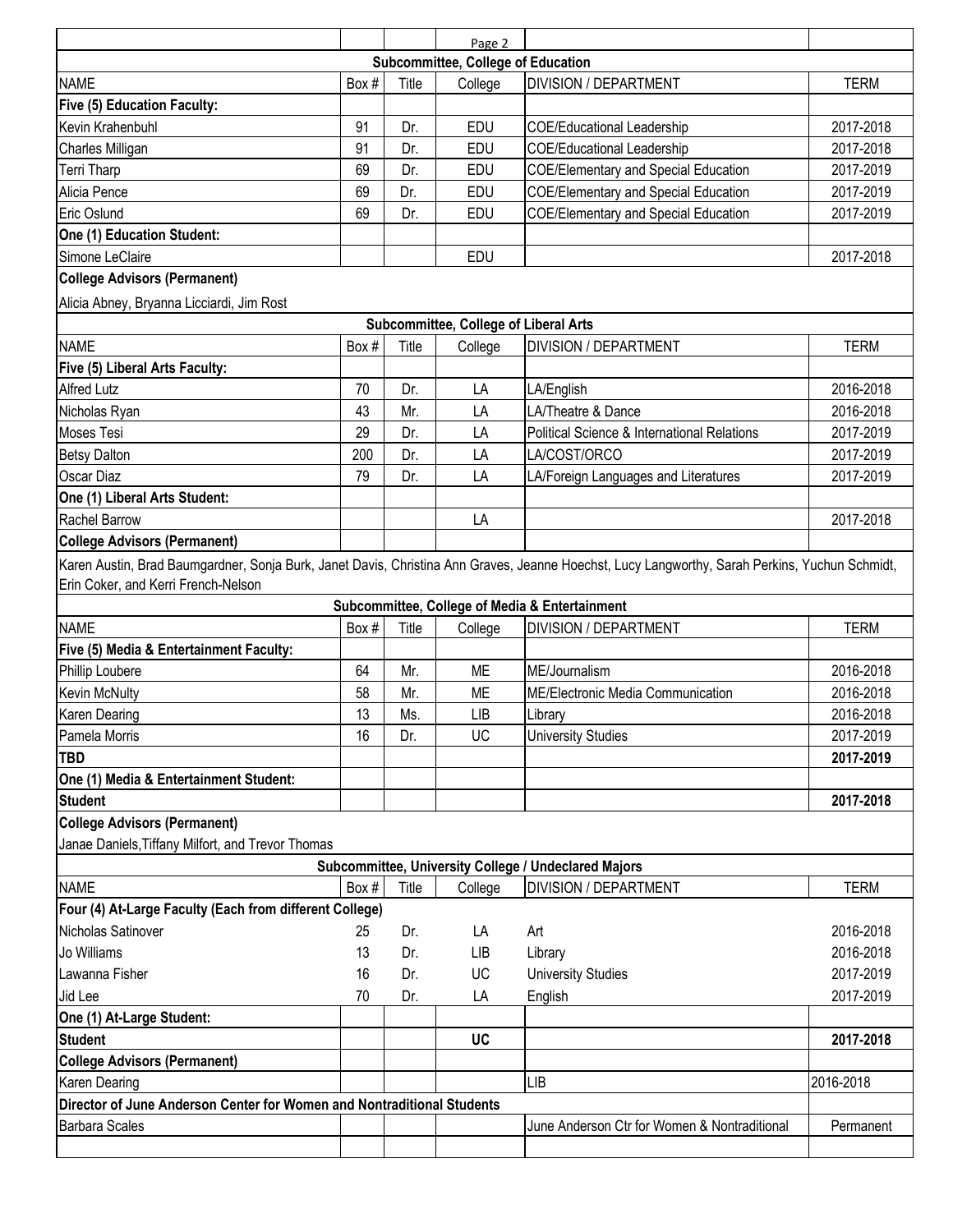## Subcommittee, College of Education

| NAME | Box # | Title | College | DIVISION / DEPARTMENT | TERM |
|---|---|---|---|---|---|
| **Five (5) Education Faculty:** | | | | | |
| Kevin Krahenbuhl | 91 | Dr. | EDU | COE/Educational Leadership | 2017-2018 |
| Charles Milligan | 91 | Dr. | EDU | COE/Educational Leadership | 2017-2018 |
| Terri Tharp | 69 | Dr. | EDU | COE/Elementary and Special Education | 2017-2019 |
| Alicia Pence | 69 | Dr. | EDU | COE/Elementary and Special Education | 2017-2019 |
| Eric Oslund | 69 | Dr. | EDU | COE/Elementary and Special Education | 2017-2019 |
| **One (1) Education Student:** | | | | | |
| Simone LeClaire | | | EDU | | 2017-2018 |

**College Advisors (Permanent)**

Alicia Abney, Bryanna Licciardi, Jim Rost

## Subcommittee, College of Liberal Arts

| NAME | Box # | Title | College | DIVISION / DEPARTMENT | TERM |
|---|---|---|---|---|---|
| **Five (5) Liberal Arts Faculty:** | | | | | |
| Alfred Lutz | 70 | Dr. | LA | LA/English | 2016-2018 |
| Nicholas Ryan | 43 | Mr. | LA | LA/Theatre & Dance | 2016-2018 |
| Moses Tesi | 29 | Dr. | LA | Political Science & International Relations | 2017-2019 |
| Betsy Dalton | 200 | Dr. | LA | LA/COST/ORCO | 2017-2019 |
| Oscar Diaz | 79 | Dr. | LA | LA/Foreign Languages and Literatures | 2017-2019 |
| **One (1) Liberal Arts Student:** | | | | | |
| Rachel Barrow | | | LA | | 2017-2018 |

**College Advisors (Permanent)**

Karen Austin, Brad Baumgardner, Sonja Burk, Janet Davis, Christina Ann Graves, Jeanne Hoechst, Lucy Langworthy, Sarah Perkins, Yuchun Schmidt, Erin Coker, and Kerri French-Nelson

## Subcommittee, College of Media & Entertainment

| NAME | Box # | Title | College | DIVISION / DEPARTMENT | TERM |
|---|---|---|---|---|---|
| **Five (5) Media & Entertainment Faculty:** | | | | | |
| Phillip Loubere | 64 | Mr. | ME | ME/Journalism | 2016-2018 |
| Kevin McNulty | 58 | Mr. | ME | ME/Electronic Media Communication | 2016-2018 |
| Karen Dearing | 13 | Ms. | LIB | Library | 2016-2018 |
| Pamela Morris | 16 | Dr. | UC | University Studies | 2017-2019 |
| **TBD** | | | | | **2017-2019** |
| **One (1) Media & Entertainment Student:** | | | | | |
| **Student** | | | | | **2017-2018** |

**College Advisors (Permanent)**

Janae Daniels, Tiffany Milfort, and Trevor Thomas

## Subcommittee, University College / Undeclared Majors

| NAME | Box # | Title | College | DIVISION / DEPARTMENT | TERM |
|---|---|---|---|---|---|
| **Four (4) At-Large Faculty (Each from different College)** | | | | | |
| Nicholas Satinover | 25 | Dr. | LA | Art | 2016-2018 |
| Jo Williams | 13 | Dr. | LIB | Library | 2016-2018 |
| Lawanna Fisher | 16 | Dr. | UC | University Studies | 2017-2019 |
| Jid Lee | 70 | Dr. | LA | English | 2017-2019 |
| **One (1) At-Large Student:** | | | | | |
| **Student** | | | **UC** | | **2017-2018** |
| **College Advisors (Permanent)** | | | | | |
| Karen Dearing | | | | LIB | 2016-2018 |
| **Director of June Anderson Center for Women and Nontraditional Students** | | | | | |
| Barbara Scales | | | | June Anderson Ctr for Women & Nontraditional | Permanent |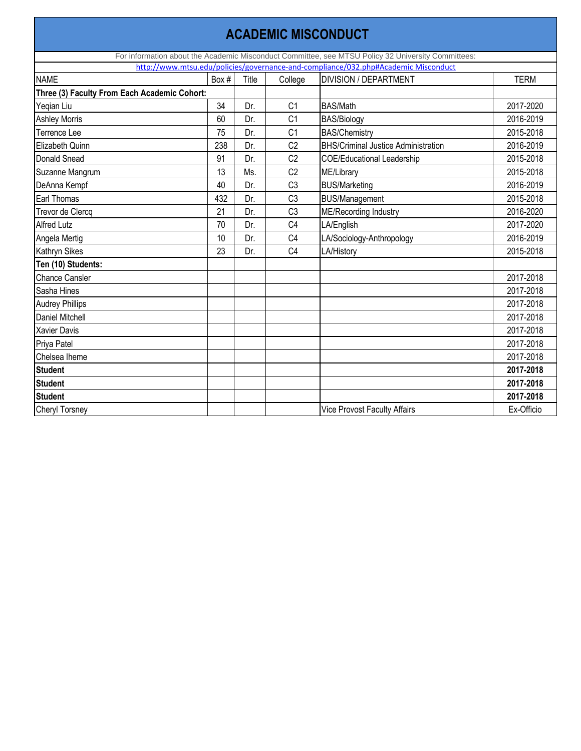# ACADEMIC MISCONDUCT

For information about the Academic Misconduct Committee, see MTSU Policy 32 University Committees:

http://www.mtsu.edu/policies/governance-and-compliance/032.php#Academic Misconduct

| NAME | Box # | Title | College | DIVISION / DEPARTMENT | TERM |
|---|---|---|---|---|---|
| **Three (3) Faculty From Each Academic Cohort:** | | | | | |
| Yeqian Liu | 34 | Dr. | C1 | BAS/Math | 2017-2020 |
| Ashley Morris | 60 | Dr. | C1 | BAS/Biology | 2016-2019 |
| Terrence Lee | 75 | Dr. | C1 | BAS/Chemistry | 2015-2018 |
| Elizabeth Quinn | 238 | Dr. | C2 | BHS/Criminal Justice Administration | 2016-2019 |
| Donald Snead | 91 | Dr. | C2 | COE/Educational Leadership | 2015-2018 |
| Suzanne Mangrum | 13 | Ms. | C2 | ME/Library | 2015-2018 |
| DeAnna Kempf | 40 | Dr. | C3 | BUS/Marketing | 2016-2019 |
| Earl Thomas | 432 | Dr. | C3 | BUS/Management | 2015-2018 |
| Trevor de Clercq | 21 | Dr. | C3 | ME/Recording Industry | 2016-2020 |
| Alfred Lutz | 70 | Dr. | C4 | LA/English | 2017-2020 |
| Angela Mertig | 10 | Dr. | C4 | LA/Sociology-Anthropology | 2016-2019 |
| Kathryn Sikes | 23 | Dr. | C4 | LA/History | 2015-2018 |
| **Ten (10) Students:** | | | | | |
| Chance Cansler | | | | | 2017-2018 |
| Sasha Hines | | | | | 2017-2018 |
| Audrey Phillips | | | | | 2017-2018 |
| Daniel Mitchell | | | | | 2017-2018 |
| Xavier Davis | | | | | 2017-2018 |
| Priya Patel | | | | | 2017-2018 |
| Chelsea Iheme | | | | | 2017-2018 |
| **Student** | | | | | **2017-2018** |
| **Student** | | | | | **2017-2018** |
| **Student** | | | | | **2017-2018** |
| Cheryl Torsney | | | | Vice Provost Faculty Affairs | Ex-Officio |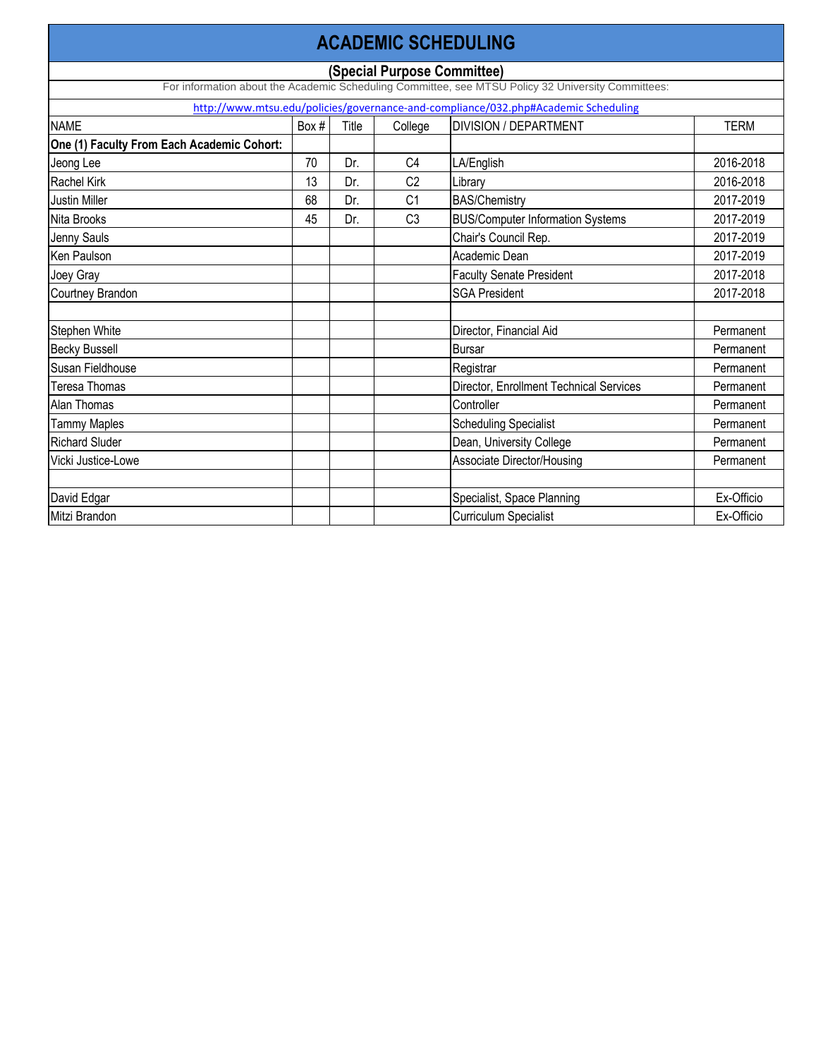# ACADEMIC SCHEDULING

## (Special Purpose Committee)

For information about the Academic Scheduling Committee, see MTSU Policy 32 University Committees:

http://www.mtsu.edu/policies/governance-and-compliance/032.php#Academic Scheduling

| NAME | Box # | Title | College | DIVISION / DEPARTMENT | TERM |
|---|---|---|---|---|---|
| **One (1) Faculty From Each Academic Cohort:** | | | | | |
| Jeong Lee | 70 | Dr. | C4 | LA/English | 2016-2018 |
| Rachel Kirk | 13 | Dr. | C2 | Library | 2016-2018 |
| Justin Miller | 68 | Dr. | C1 | BAS/Chemistry | 2017-2019 |
| Nita Brooks | 45 | Dr. | C3 | BUS/Computer Information Systems | 2017-2019 |
| Jenny Sauls | | | | Chair's Council Rep. | 2017-2019 |
| Ken Paulson | | | | Academic Dean | 2017-2019 |
| Joey Gray | | | | Faculty Senate President | 2017-2018 |
| Courtney Brandon | | | | SGA President | 2017-2018 |
| | | | | | |
| Stephen White | | | | Director, Financial Aid | Permanent |
| Becky Bussell | | | | Bursar | Permanent |
| Susan Fieldhouse | | | | Registrar | Permanent |
| Teresa Thomas | | | | Director, Enrollment Technical Services | Permanent |
| Alan Thomas | | | | Controller | Permanent |
| Tammy Maples | | | | Scheduling Specialist | Permanent |
| Richard Sluder | | | | Dean, University College | Permanent |
| Vicki Justice-Lowe | | | | Associate Director/Housing | Permanent |
| | | | | | |
| David Edgar | | | | Specialist, Space Planning | Ex-Officio |
| Mitzi Brandon | | | | Curriculum Specialist | Ex-Officio |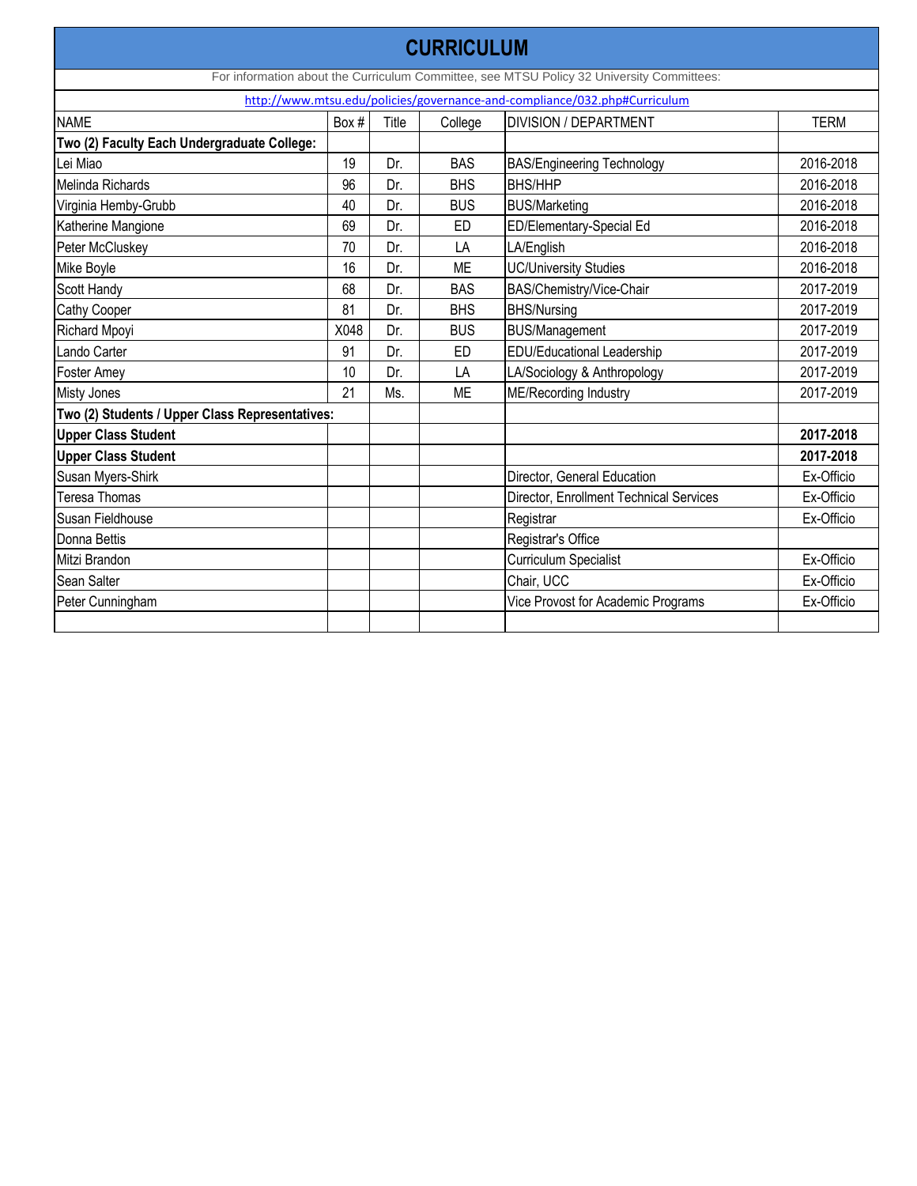# CURRICULUM

For information about the Curriculum Committee, see MTSU Policy 32 University Committees:

http://www.mtsu.edu/policies/governance-and-compliance/032.php#Curriculum

| NAME | Box # | Title | College | DIVISION / DEPARTMENT | TERM |
|---|---|---|---|---|---|
| **Two (2) Faculty Each Undergraduate College:** | | | | | |
| Lei Miao | 19 | Dr. | BAS | BAS/Engineering Technology | 2016-2018 |
| Melinda Richards | 96 | Dr. | BHS | BHS/HHP | 2016-2018 |
| Virginia Hemby-Grubb | 40 | Dr. | BUS | BUS/Marketing | 2016-2018 |
| Katherine Mangione | 69 | Dr. | ED | ED/Elementary-Special Ed | 2016-2018 |
| Peter McCluskey | 70 | Dr. | LA | LA/English | 2016-2018 |
| Mike Boyle | 16 | Dr. | ME | UC/University Studies | 2016-2018 |
| Scott Handy | 68 | Dr. | BAS | BAS/Chemistry/Vice-Chair | 2017-2019 |
| Cathy Cooper | 81 | Dr. | BHS | BHS/Nursing | 2017-2019 |
| Richard Mpoyi | X048 | Dr. | BUS | BUS/Management | 2017-2019 |
| Lando Carter | 91 | Dr. | ED | EDU/Educational Leadership | 2017-2019 |
| Foster Amey | 10 | Dr. | LA | LA/Sociology & Anthropology | 2017-2019 |
| Misty Jones | 21 | Ms. | ME | ME/Recording Industry | 2017-2019 |
| **Two (2) Students / Upper Class Representatives:** | | | | | |
| **Upper Class Student** | | | | | **2017-2018** |
| **Upper Class Student** | | | | | **2017-2018** |
| Susan Myers-Shirk | | | | Director, General Education | Ex-Officio |
| Teresa Thomas | | | | Director, Enrollment Technical Services | Ex-Officio |
| Susan Fieldhouse | | | | Registrar | Ex-Officio |
| Donna Bettis | | | | Registrar's Office | |
| Mitzi Brandon | | | | Curriculum Specialist | Ex-Officio |
| Sean Salter | | | | Chair, UCC | Ex-Officio |
| Peter Cunningham | | | | Vice Provost for Academic Programs | Ex-Officio |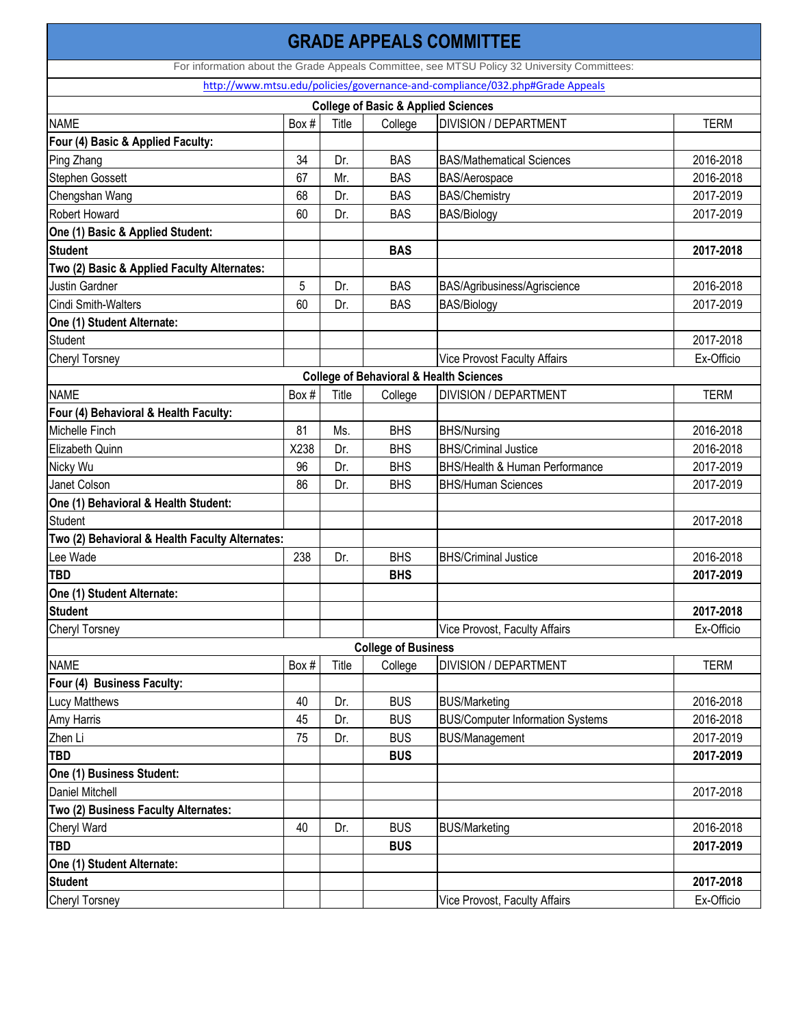# GRADE APPEALS COMMITTEE

For information about the Grade Appeals Committee, see MTSU Policy 32 University Committees:

http://www.mtsu.edu/policies/governance-and-compliance/032.php#Grade Appeals

## College of Basic & Applied Sciences

| NAME | Box # | Title | College | DIVISION / DEPARTMENT | TERM |
|---|---|---|---|---|---|
| **Four (4) Basic & Applied Faculty:** | | | | | |
| Ping Zhang | 34 | Dr. | BAS | BAS/Mathematical Sciences | 2016-2018 |
| Stephen Gossett | 67 | Mr. | BAS | BAS/Aerospace | 2016-2018 |
| Chengshan Wang | 68 | Dr. | BAS | BAS/Chemistry | 2017-2019 |
| Robert Howard | 60 | Dr. | BAS | BAS/Biology | 2017-2019 |
| **One (1) Basic & Applied Student:** | | | | | |
| **Student** | | | **BAS** | | **2017-2018** |
| **Two (2) Basic & Applied Faculty Alternates:** | | | | | |
| Justin Gardner | 5 | Dr. | BAS | BAS/Agribusiness/Agriscience | 2016-2018 |
| Cindi Smith-Walters | 60 | Dr. | BAS | BAS/Biology | 2017-2019 |
| **One (1) Student Alternate:** | | | | | |
| Student | | | | | 2017-2018 |
| Cheryl Torsney | | | | Vice Provost Faculty Affairs | Ex-Officio |

## College of Behavioral & Health Sciences

| NAME | Box # | Title | College | DIVISION / DEPARTMENT | TERM |
|---|---|---|---|---|---|
| **Four (4) Behavioral & Health Faculty:** | | | | | |
| Michelle Finch | 81 | Ms. | BHS | BHS/Nursing | 2016-2018 |
| Elizabeth Quinn | X238 | Dr. | BHS | BHS/Criminal Justice | 2016-2018 |
| Nicky Wu | 96 | Dr. | BHS | BHS/Health & Human Performance | 2017-2019 |
| Janet Colson | 86 | Dr. | BHS | BHS/Human Sciences | 2017-2019 |
| **One (1) Behavioral & Health Student:** | | | | | |
| Student | | | | | 2017-2018 |
| **Two (2) Behavioral & Health Faculty Alternates:** | | | | | |
| Lee Wade | 238 | Dr. | BHS | BHS/Criminal Justice | 2016-2018 |
| **TBD** | | | **BHS** | | **2017-2019** |
| **One (1) Student Alternate:** | | | | | |
| **Student** | | | | | **2017-2018** |
| Cheryl Torsney | | | | Vice Provost, Faculty Affairs | Ex-Officio |

## College of Business

| NAME | Box # | Title | College | DIVISION / DEPARTMENT | TERM |
|---|---|---|---|---|---|
| **Four (4) Business Faculty:** | | | | | |
| Lucy Matthews | 40 | Dr. | BUS | BUS/Marketing | 2016-2018 |
| Amy Harris | 45 | Dr. | BUS | BUS/Computer Information Systems | 2016-2018 |
| Zhen Li | 75 | Dr. | BUS | BUS/Management | 2017-2019 |
| **TBD** | | | **BUS** | | **2017-2019** |
| **One (1) Business Student:** | | | | | |
| Daniel Mitchell | | | | | 2017-2018 |
| **Two (2) Business Faculty Alternates:** | | | | | |
| Cheryl Ward | 40 | Dr. | BUS | BUS/Marketing | 2016-2018 |
| **TBD** | | | **BUS** | | **2017-2019** |
| **One (1) Student Alternate:** | | | | | |
| **Student** | | | | | **2017-2018** |
| Cheryl Torsney | | | | Vice Provost, Faculty Affairs | Ex-Officio |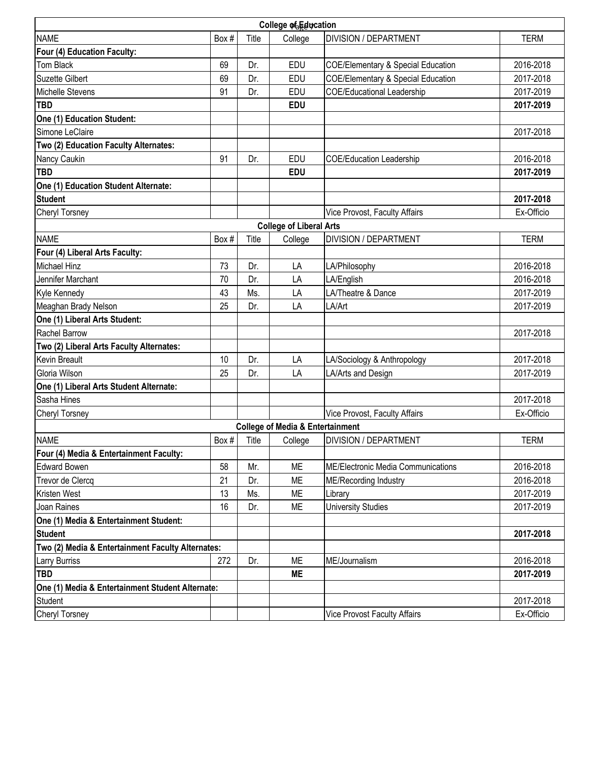| College of Education | | | | | |
|---|---|---|---|---|---|
| NAME | Box # | Title | College | DIVISION / DEPARTMENT | TERM |
| **Four (4) Education Faculty:** | | | | | |
| Tom Black | 69 | Dr. | EDU | COE/Elementary & Special Education | 2016-2018 |
| Suzette Gilbert | 69 | Dr. | EDU | COE/Elementary & Special Education | 2017-2018 |
| Michelle Stevens | 91 | Dr. | EDU | COE/Educational Leadership | 2017-2019 |
| **TBD** | | | **EDU** | | **2017-2019** |
| **One (1) Education Student:** | | | | | |
| Simone LeClaire | | | | | 2017-2018 |
| **Two (2) Education Faculty Alternates:** | | | | | |
| Nancy Caukin | 91 | Dr. | EDU | COE/Education Leadership | 2016-2018 |
| **TBD** | | | **EDU** | | **2017-2019** |
| **One (1) Education Student Alternate:** | | | | | |
| **Student** | | | | | **2017-2018** |
| Cheryl Torsney | | | | Vice Provost, Faculty Affairs | Ex-Officio |

| College of Liberal Arts | | | | | |
|---|---|---|---|---|---|
| NAME | Box # | Title | College | DIVISION / DEPARTMENT | TERM |
| **Four (4) Liberal Arts Faculty:** | | | | | |
| Michael Hinz | 73 | Dr. | LA | LA/Philosophy | 2016-2018 |
| Jennifer Marchant | 70 | Dr. | LA | LA/English | 2016-2018 |
| Kyle Kennedy | 43 | Ms. | LA | LA/Theatre & Dance | 2017-2019 |
| Meaghan Brady Nelson | 25 | Dr. | LA | LA/Art | 2017-2019 |
| **One (1) Liberal Arts Student:** | | | | | |
| Rachel Barrow | | | | | 2017-2018 |
| **Two (2) Liberal Arts Faculty Alternates:** | | | | | |
| Kevin Breault | 10 | Dr. | LA | LA/Sociology & Anthropology | 2017-2018 |
| Gloria Wilson | 25 | Dr. | LA | LA/Arts and Design | 2017-2019 |
| **One (1) Liberal Arts Student Alternate:** | | | | | |
| Sasha Hines | | | | | 2017-2018 |
| Cheryl Torsney | | | | Vice Provost, Faculty Affairs | Ex-Officio |

| College of Media & Entertainment | | | | | |
|---|---|---|---|---|---|
| NAME | Box # | Title | College | DIVISION / DEPARTMENT | TERM |
| **Four (4) Media & Entertainment Faculty:** | | | | | |
| Edward Bowen | 58 | Mr. | ME | ME/Electronic Media Communications | 2016-2018 |
| Trevor de Clercq | 21 | Dr. | ME | ME/Recording Industry | 2016-2018 |
| Kristen West | 13 | Ms. | ME | Library | 2017-2019 |
| Joan Raines | 16 | Dr. | ME | University Studies | 2017-2019 |
| **One (1) Media & Entertainment Student:** | | | | | |
| **Student** | | | | | **2017-2018** |
| **Two (2) Media & Entertainment Faculty Alternates:** | | | | | |
| Larry Burriss | 272 | Dr. | ME | ME/Journalism | 2016-2018 |
| **TBD** | | | **ME** | | **2017-2019** |
| **One (1) Media & Entertainment Student Alternate:** | | | | | |
| Student | | | | | 2017-2018 |
| Cheryl Torsney | | | | Vice Provost Faculty Affairs | Ex-Officio |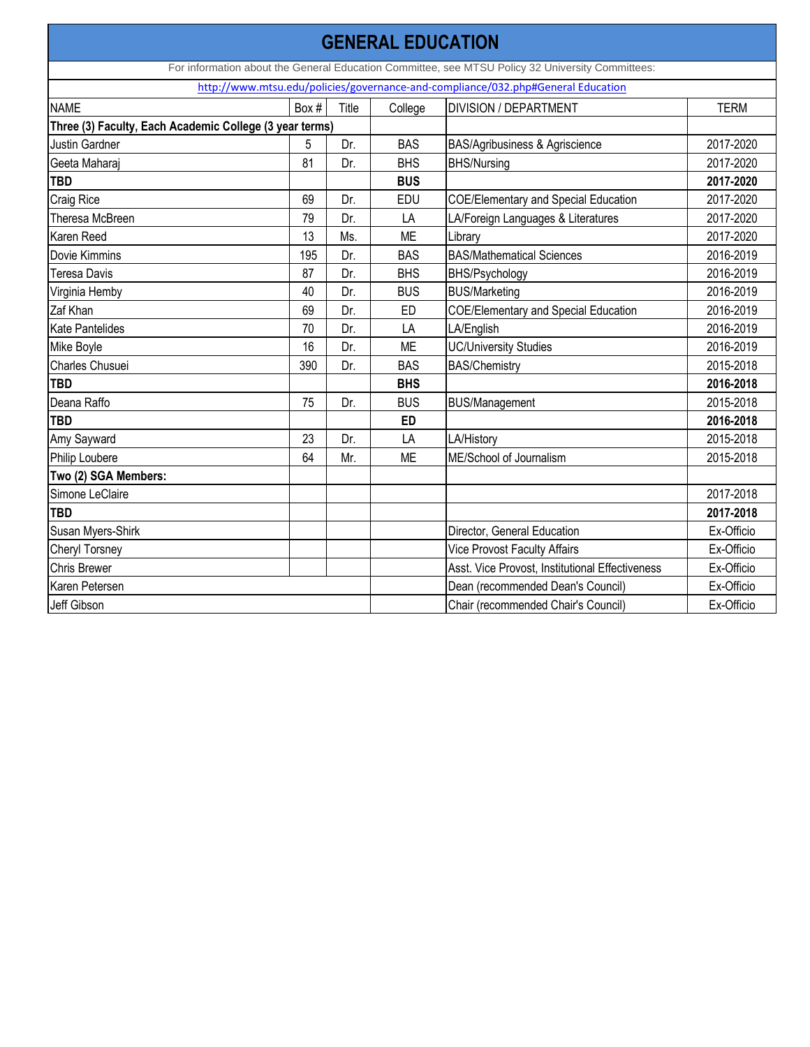# GENERAL EDUCATION

For information about the General Education Committee, see MTSU Policy 32 University Committees:

http://www.mtsu.edu/policies/governance-and-compliance/032.php#General Education

| NAME | Box # | Title | College | DIVISION / DEPARTMENT | TERM |
|---|---|---|---|---|---|
| **Three (3) Faculty, Each Academic College (3 year terms)** | | | | | |
| Justin Gardner | 5 | Dr. | BAS | BAS/Agribusiness & Agriscience | 2017-2020 |
| Geeta Maharaj | 81 | Dr. | BHS | BHS/Nursing | 2017-2020 |
| **TBD** | | | **BUS** | | **2017-2020** |
| Craig Rice | 69 | Dr. | EDU | COE/Elementary and Special Education | 2017-2020 |
| Theresa McBreen | 79 | Dr. | LA | LA/Foreign Languages & Literatures | 2017-2020 |
| Karen Reed | 13 | Ms. | ME | Library | 2017-2020 |
| Dovie Kimmins | 195 | Dr. | BAS | BAS/Mathematical Sciences | 2016-2019 |
| Teresa Davis | 87 | Dr. | BHS | BHS/Psychology | 2016-2019 |
| Virginia Hemby | 40 | Dr. | BUS | BUS/Marketing | 2016-2019 |
| Zaf Khan | 69 | Dr. | ED | COE/Elementary and Special Education | 2016-2019 |
| Kate Pantelides | 70 | Dr. | LA | LA/English | 2016-2019 |
| Mike Boyle | 16 | Dr. | ME | UC/University Studies | 2016-2019 |
| Charles Chusuei | 390 | Dr. | BAS | BAS/Chemistry | 2015-2018 |
| **TBD** | | | **BHS** | | **2016-2018** |
| Deana Raffo | 75 | Dr. | BUS | BUS/Management | 2015-2018 |
| **TBD** | | | **ED** | | **2016-2018** |
| Amy Sayward | 23 | Dr. | LA | LA/History | 2015-2018 |
| Philip Loubere | 64 | Mr. | ME | ME/School of Journalism | 2015-2018 |
| **Two (2) SGA Members:** | | | | | |
| Simone LeClaire | | | | | 2017-2018 |
| **TBD** | | | | | **2017-2018** |
| Susan Myers-Shirk | | | | Director, General Education | Ex-Officio |
| Cheryl Torsney | | | | Vice Provost Faculty Affairs | Ex-Officio |
| Chris Brewer | | | | Asst. Vice Provost, Institutional Effectiveness | Ex-Officio |
| Karen Petersen | | | | Dean (recommended Dean's Council) | Ex-Officio |
| Jeff Gibson | | | | Chair (recommended Chair's Council) | Ex-Officio |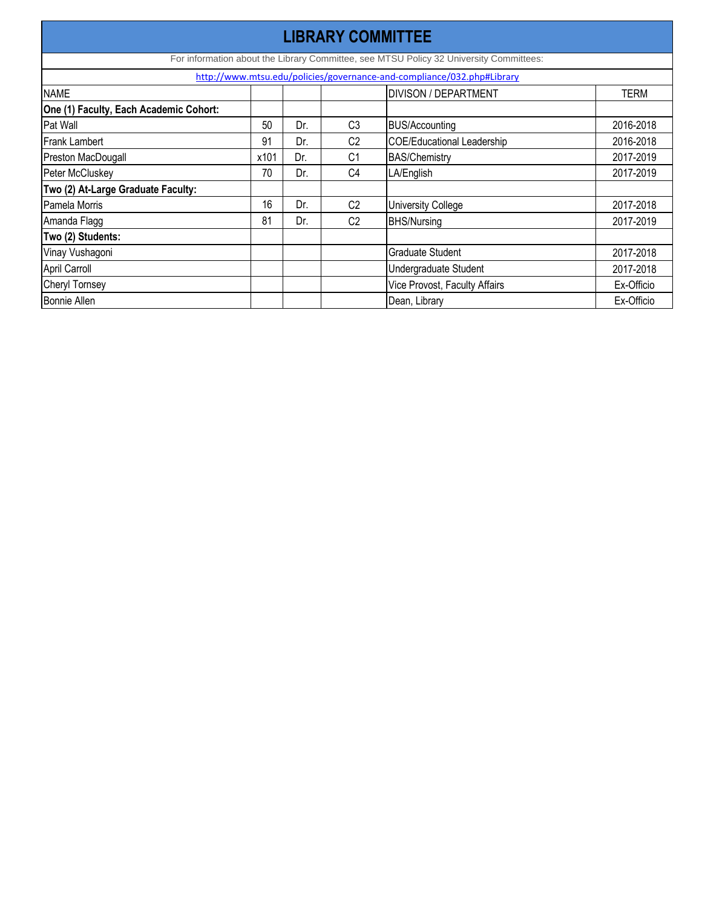# LIBRARY COMMITTEE

For information about the Library Committee, see MTSU Policy 32 University Committees:

http://www.mtsu.edu/policies/governance-and-compliance/032.php#Library

| NAME | | | | DIVISON / DEPARTMENT | TERM |
|---|---|---|---|---|---|
| **One (1) Faculty, Each Academic Cohort:** | | | | | |
| Pat Wall | 50 | Dr. | C3 | BUS/Accounting | 2016-2018 |
| Frank Lambert | 91 | Dr. | C2 | COE/Educational Leadership | 2016-2018 |
| Preston MacDougall | x101 | Dr. | C1 | BAS/Chemistry | 2017-2019 |
| Peter McCluskey | 70 | Dr. | C4 | LA/English | 2017-2019 |
| **Two (2) At-Large Graduate Faculty:** | | | | | |
| Pamela Morris | 16 | Dr. | C2 | University College | 2017-2018 |
| Amanda Flagg | 81 | Dr. | C2 | BHS/Nursing | 2017-2019 |
| **Two (2) Students:** | | | | | |
| Vinay Vushagoni | | | | Graduate Student | 2017-2018 |
| April Carroll | | | | Undergraduate Student | 2017-2018 |
| Cheryl Tornsey | | | | Vice Provost, Faculty Affairs | Ex-Officio |
| Bonnie Allen | | | | Dean, Library | Ex-Officio |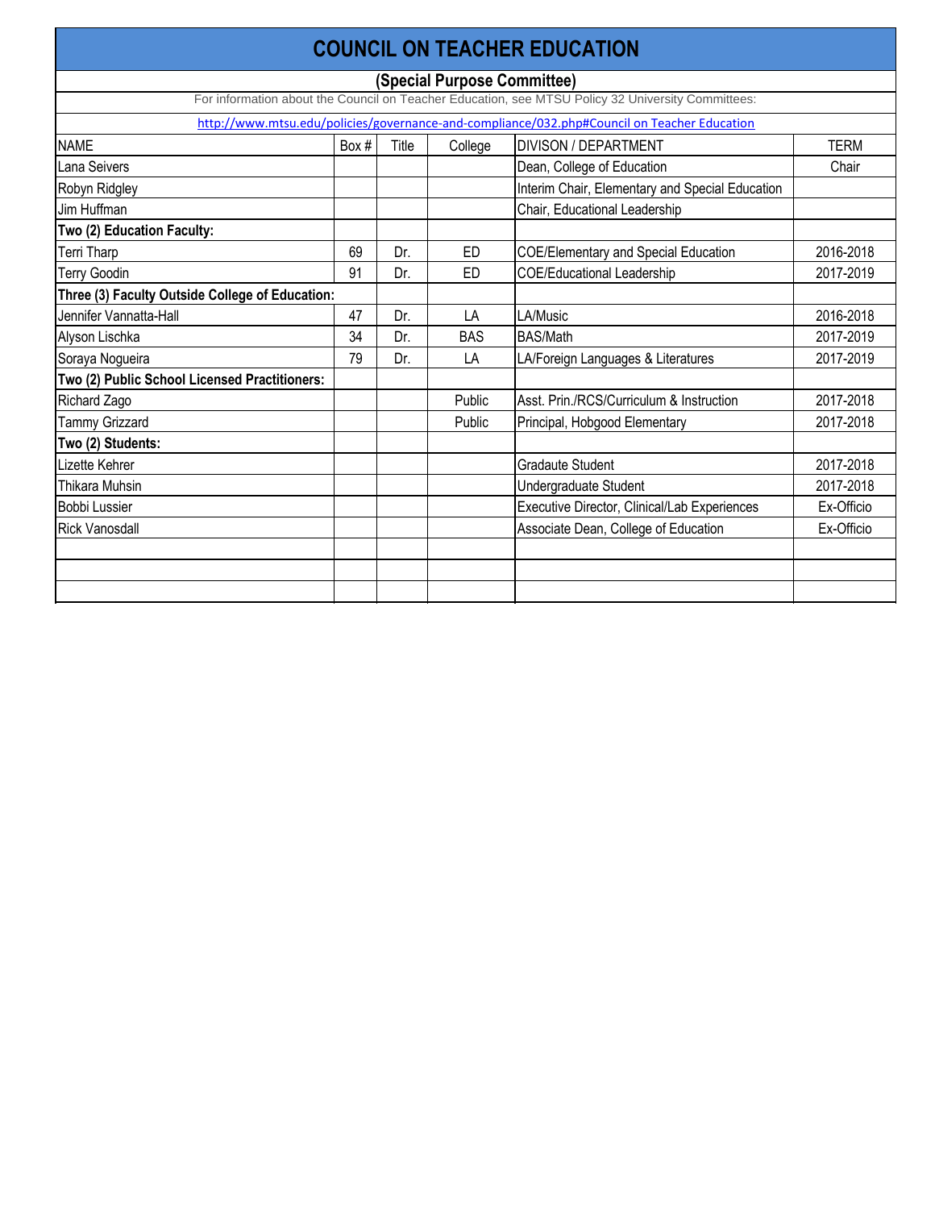# COUNCIL ON TEACHER EDUCATION

## (Special Purpose Committee)

For information about the Council on Teacher Education, see MTSU Policy 32 University Committees:

http://www.mtsu.edu/policies/governance-and-compliance/032.php#Council on Teacher Education

| NAME | Box # | Title | College | DIVISON / DEPARTMENT | TERM |
|---|---|---|---|---|---|
| Lana Seivers | | | | Dean, College of Education | Chair |
| Robyn Ridgley | | | | Interim Chair, Elementary and Special Education | |
| Jim Huffman | | | | Chair, Educational Leadership | |
| **Two (2) Education Faculty:** | | | | | |
| Terri Tharp | 69 | Dr. | ED | COE/Elementary and Special Education | 2016-2018 |
| Terry Goodin | 91 | Dr. | ED | COE/Educational Leadership | 2017-2019 |
| **Three (3) Faculty Outside College of Education:** | | | | | |
| Jennifer Vannatta-Hall | 47 | Dr. | LA | LA/Music | 2016-2018 |
| Alyson Lischka | 34 | Dr. | BAS | BAS/Math | 2017-2019 |
| Soraya Nogueira | 79 | Dr. | LA | LA/Foreign Languages & Literatures | 2017-2019 |
| **Two (2) Public School Licensed Practitioners:** | | | | | |
| Richard Zago | | | Public | Asst. Prin./RCS/Curriculum & Instruction | 2017-2018 |
| Tammy Grizzard | | | Public | Principal, Hobgood Elementary | 2017-2018 |
| **Two (2) Students:** | | | | | |
| Lizette Kehrer | | | | Gradaute Student | 2017-2018 |
| Thikara Muhsin | | | | Undergraduate Student | 2017-2018 |
| Bobbi Lussier | | | | Executive Director, Clinical/Lab Experiences | Ex-Officio |
| Rick Vanosdall | | | | Associate Dean, College of Education | Ex-Officio |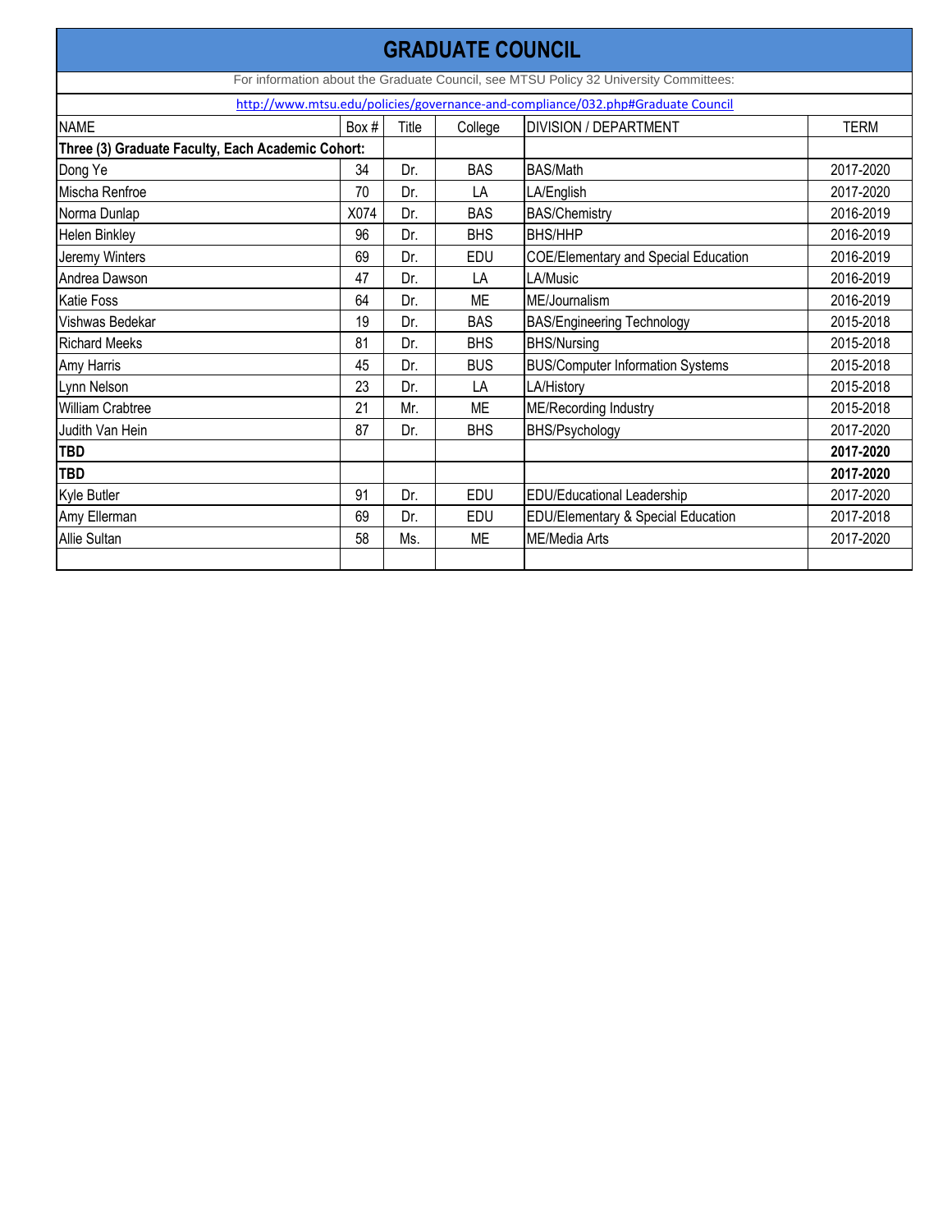# GRADUATE COUNCIL

For information about the Graduate Council, see MTSU Policy 32 University Committees:

http://www.mtsu.edu/policies/governance-and-compliance/032.php#Graduate Council

| NAME | Box # | Title | College | DIVISION / DEPARTMENT | TERM |
|---|---|---|---|---|---|
| **Three (3) Graduate Faculty, Each Academic Cohort:** | | | | | |
| Dong Ye | 34 | Dr. | BAS | BAS/Math | 2017-2020 |
| Mischa Renfroe | 70 | Dr. | LA | LA/English | 2017-2020 |
| Norma Dunlap | X074 | Dr. | BAS | BAS/Chemistry | 2016-2019 |
| Helen Binkley | 96 | Dr. | BHS | BHS/HHP | 2016-2019 |
| Jeremy Winters | 69 | Dr. | EDU | COE/Elementary and Special Education | 2016-2019 |
| Andrea Dawson | 47 | Dr. | LA | LA/Music | 2016-2019 |
| Katie Foss | 64 | Dr. | ME | ME/Journalism | 2016-2019 |
| Vishwas Bedekar | 19 | Dr. | BAS | BAS/Engineering Technology | 2015-2018 |
| Richard Meeks | 81 | Dr. | BHS | BHS/Nursing | 2015-2018 |
| Amy Harris | 45 | Dr. | BUS | BUS/Computer Information Systems | 2015-2018 |
| Lynn Nelson | 23 | Dr. | LA | LA/History | 2015-2018 |
| William Crabtree | 21 | Mr. | ME | ME/Recording Industry | 2015-2018 |
| Judith Van Hein | 87 | Dr. | BHS | BHS/Psychology | 2017-2020 |
| **TBD** | | | | | **2017-2020** |
| **TBD** | | | | | **2017-2020** |
| Kyle Butler | 91 | Dr. | EDU | EDU/Educational Leadership | 2017-2020 |
| Amy Ellerman | 69 | Dr. | EDU | EDU/Elementary & Special Education | 2017-2018 |
| Allie Sultan | 58 | Ms. | ME | ME/Media Arts | 2017-2020 |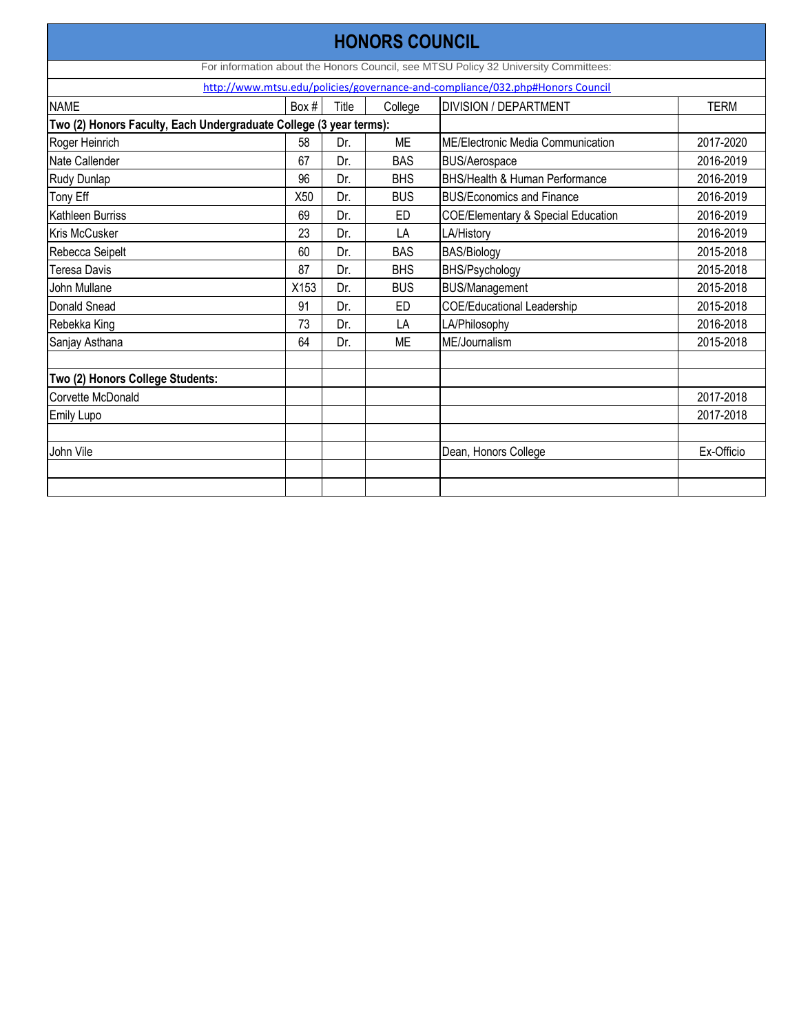# HONORS COUNCIL

For information about the Honors Council, see MTSU Policy 32 University Committees:

http://www.mtsu.edu/policies/governance-and-compliance/032.php#Honors Council

| NAME | Box # | Title | College | DIVISION / DEPARTMENT | TERM |
|---|---|---|---|---|---|
| **Two (2) Honors Faculty, Each Undergraduate College (3 year terms):** | | | | | |
| Roger Heinrich | 58 | Dr. | ME | ME/Electronic Media Communication | 2017-2020 |
| Nate Callender | 67 | Dr. | BAS | BUS/Aerospace | 2016-2019 |
| Rudy Dunlap | 96 | Dr. | BHS | BHS/Health & Human Performance | 2016-2019 |
| Tony Eff | X50 | Dr. | BUS | BUS/Economics and Finance | 2016-2019 |
| Kathleen Burriss | 69 | Dr. | ED | COE/Elementary & Special Education | 2016-2019 |
| Kris McCusker | 23 | Dr. | LA | LA/History | 2016-2019 |
| Rebecca Seipelt | 60 | Dr. | BAS | BAS/Biology | 2015-2018 |
| Teresa Davis | 87 | Dr. | BHS | BHS/Psychology | 2015-2018 |
| John Mullane | X153 | Dr. | BUS | BUS/Management | 2015-2018 |
| Donald Snead | 91 | Dr. | ED | COE/Educational Leadership | 2015-2018 |
| Rebekka King | 73 | Dr. | LA | LA/Philosophy | 2016-2018 |
| Sanjay Asthana | 64 | Dr. | ME | ME/Journalism | 2015-2018 |
| | | | | | |
| **Two (2) Honors College Students:** | | | | | |
| Corvette McDonald | | | | | 2017-2018 |
| Emily Lupo | | | | | 2017-2018 |
| | | | | | |
| John Vile | | | | Dean, Honors College | Ex-Officio |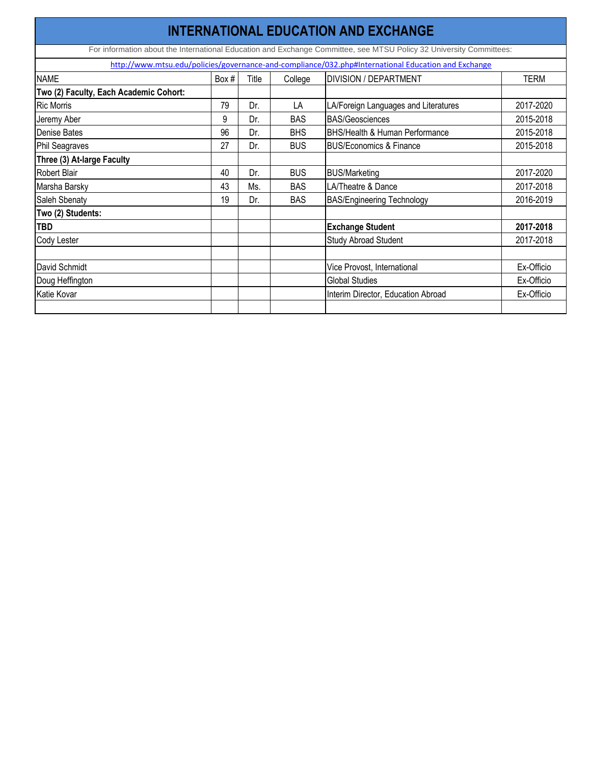# INTERNATIONAL EDUCATION AND EXCHANGE

For information about the International Education and Exchange Committee, see MTSU Policy 32 University Committees:

http://www.mtsu.edu/policies/governance-and-compliance/032.php#International Education and Exchange

| NAME | Box # | Title | College | DIVISION / DEPARTMENT | TERM |
|---|---|---|---|---|---|
| **Two (2) Faculty, Each Academic Cohort:** | | | | | |
| Ric Morris | 79 | Dr. | LA | LA/Foreign Languages and Literatures | 2017-2020 |
| Jeremy Aber | 9 | Dr. | BAS | BAS/Geosciences | 2015-2018 |
| Denise Bates | 96 | Dr. | BHS | BHS/Health & Human Performance | 2015-2018 |
| Phil Seagraves | 27 | Dr. | BUS | BUS/Economics & Finance | 2015-2018 |
| **Three (3) At-large Faculty** | | | | | |
| Robert Blair | 40 | Dr. | BUS | BUS/Marketing | 2017-2020 |
| Marsha Barsky | 43 | Ms. | BAS | LA/Theatre & Dance | 2017-2018 |
| Saleh Sbenaty | 19 | Dr. | BAS | BAS/Engineering Technology | 2016-2019 |
| **Two (2) Students:** | | | | | |
| **TBD** | | | | **Exchange Student** | **2017-2018** |
| Cody Lester | | | | Study Abroad Student | 2017-2018 |
| | | | | | |
| David Schmidt | | | | Vice Provost, International | Ex-Officio |
| Doug Heffington | | | | Global Studies | Ex-Officio |
| Katie Kovar | | | | Interim Director, Education Abroad | Ex-Officio |
| | | | | | |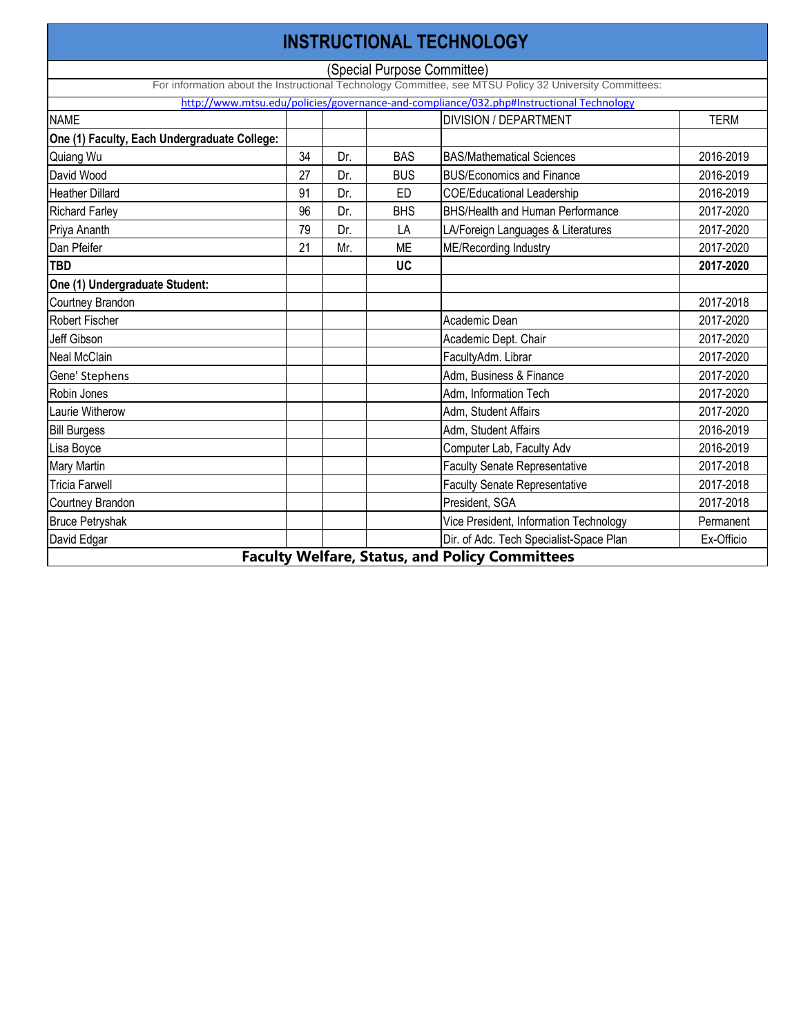# INSTRUCTIONAL TECHNOLOGY

(Special Purpose Committee)

For information about the Instructional Technology Committee, see MTSU Policy 32 University Committees:

http://www.mtsu.edu/policies/governance-and-compliance/032.php#Instructional Technology

| NAME | | | | DIVISION / DEPARTMENT | TERM |
|---|---|---|---|---|---|
| **One (1) Faculty, Each Undergraduate College:** | | | | | |
| Quiang Wu | 34 | Dr. | BAS | BAS/Mathematical Sciences | 2016-2019 |
| David Wood | 27 | Dr. | BUS | BUS/Economics and Finance | 2016-2019 |
| Heather Dillard | 91 | Dr. | ED | COE/Educational Leadership | 2016-2019 |
| Richard Farley | 96 | Dr. | BHS | BHS/Health and Human Performance | 2017-2020 |
| Priya Ananth | 79 | Dr. | LA | LA/Foreign Languages & Literatures | 2017-2020 |
| Dan Pfeifer | 21 | Mr. | ME | ME/Recording Industry | 2017-2020 |
| **TBD** | | | **UC** | | **2017-2020** |
| **One (1) Undergraduate Student:** | | | | | |
| Courtney Brandon | | | | | 2017-2018 |
| Robert Fischer | | | | Academic Dean | 2017-2020 |
| Jeff Gibson | | | | Academic Dept. Chair | 2017-2020 |
| Neal McClain | | | | FacultyAdm. Librar | 2017-2020 |
| Gene' Stephens | | | | Adm, Business & Finance | 2017-2020 |
| Robin Jones | | | | Adm, Information Tech | 2017-2020 |
| Laurie Witherow | | | | Adm, Student Affairs | 2017-2020 |
| Bill Burgess | | | | Adm, Student Affairs | 2016-2019 |
| Lisa Boyce | | | | Computer Lab, Faculty Adv | 2016-2019 |
| Mary Martin | | | | Faculty Senate Representative | 2017-2018 |
| Tricia Farwell | | | | Faculty Senate Representative | 2017-2018 |
| Courtney Brandon | | | | President, SGA | 2017-2018 |
| Bruce Petryshak | | | | Vice President, Information Technology | Permanent |
| David Edgar | | | | Dir. of Adc. Tech Specialist-Space Plan | Ex-Officio |

**Faculty Welfare, Status, and Policy Committees**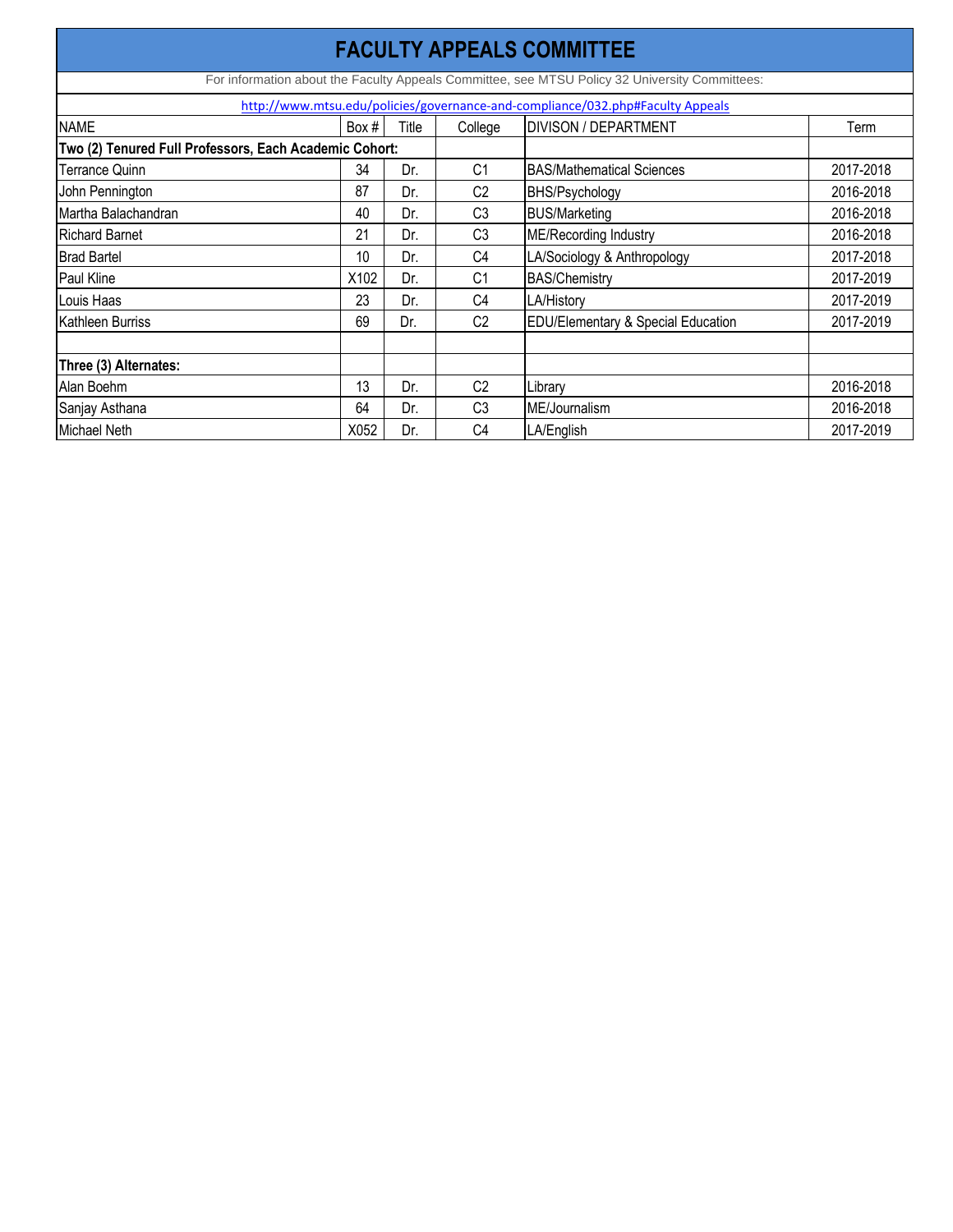# FACULTY APPEALS COMMITTEE

For information about the Faculty Appeals Committee, see MTSU Policy 32 University Committees:

http://www.mtsu.edu/policies/governance-and-compliance/032.php#Faculty Appeals

| NAME | Box # | Title | College | DIVISON / DEPARTMENT | Term |
|---|---|---|---|---|---|
| **Two (2) Tenured Full Professors, Each Academic Cohort:** | | | | | |
| Terrance Quinn | 34 | Dr. | C1 | BAS/Mathematical Sciences | 2017-2018 |
| John Pennington | 87 | Dr. | C2 | BHS/Psychology | 2016-2018 |
| Martha Balachandran | 40 | Dr. | C3 | BUS/Marketing | 2016-2018 |
| Richard Barnet | 21 | Dr. | C3 | ME/Recording Industry | 2016-2018 |
| Brad Bartel | 10 | Dr. | C4 | LA/Sociology & Anthropology | 2017-2018 |
| Paul Kline | X102 | Dr. | C1 | BAS/Chemistry | 2017-2019 |
| Louis Haas | 23 | Dr. | C4 | LA/History | 2017-2019 |
| Kathleen Burriss | 69 | Dr. | C2 | EDU/Elementary & Special Education | 2017-2019 |
| | | | | | |
| **Three (3) Alternates:** | | | | | |
| Alan Boehm | 13 | Dr. | C2 | Library | 2016-2018 |
| Sanjay Asthana | 64 | Dr. | C3 | ME/Journalism | 2016-2018 |
| Michael Neth | X052 | Dr. | C4 | LA/English | 2017-2019 |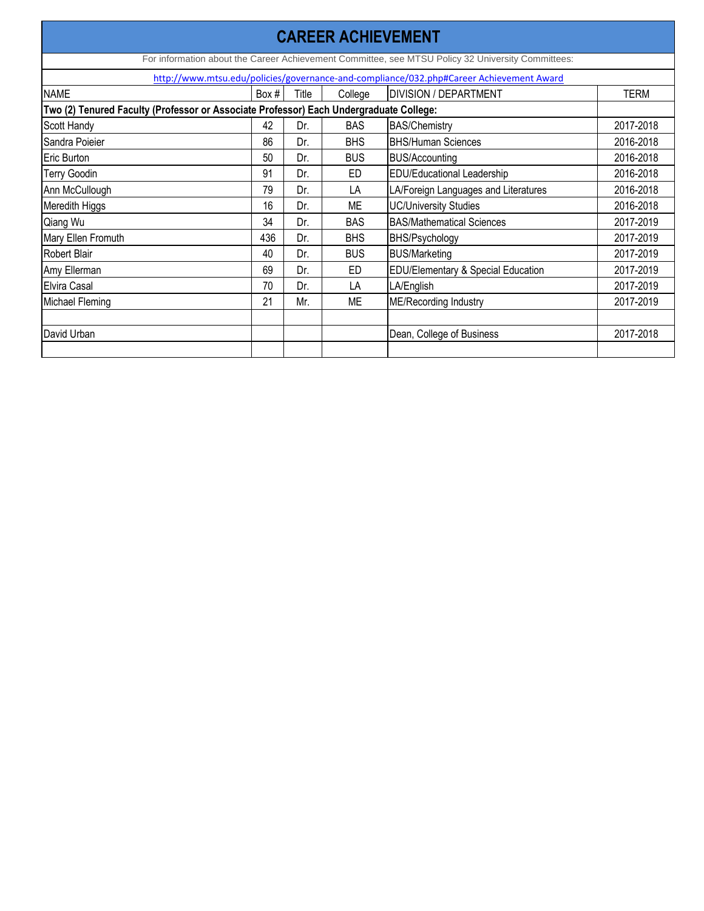# CAREER ACHIEVEMENT

For information about the Career Achievement Committee, see MTSU Policy 32 University Committees:

http://www.mtsu.edu/policies/governance-and-compliance/032.php#Career Achievement Award

| NAME | Box # | Title | College | DIVISION / DEPARTMENT | TERM |
|---|---|---|---|---|---|
| **Two (2) Tenured Faculty (Professor or Associate Professor) Each Undergraduate College:** | | | | | |
| Scott Handy | 42 | Dr. | BAS | BAS/Chemistry | 2017-2018 |
| Sandra Poieier | 86 | Dr. | BHS | BHS/Human Sciences | 2016-2018 |
| Eric Burton | 50 | Dr. | BUS | BUS/Accounting | 2016-2018 |
| Terry Goodin | 91 | Dr. | ED | EDU/Educational Leadership | 2016-2018 |
| Ann McCullough | 79 | Dr. | LA | LA/Foreign Languages and Literatures | 2016-2018 |
| Meredith Higgs | 16 | Dr. | ME | UC/University Studies | 2016-2018 |
| Qiang Wu | 34 | Dr. | BAS | BAS/Mathematical Sciences | 2017-2019 |
| Mary Ellen Fromuth | 436 | Dr. | BHS | BHS/Psychology | 2017-2019 |
| Robert Blair | 40 | Dr. | BUS | BUS/Marketing | 2017-2019 |
| Amy Ellerman | 69 | Dr. | ED | EDU/Elementary & Special Education | 2017-2019 |
| Elvira Casal | 70 | Dr. | LA | LA/English | 2017-2019 |
| Michael Fleming | 21 | Mr. | ME | ME/Recording Industry | 2017-2019 |
| | | | | | |
| David Urban | | | | Dean, College of Business | 2017-2018 |
| | | | | | |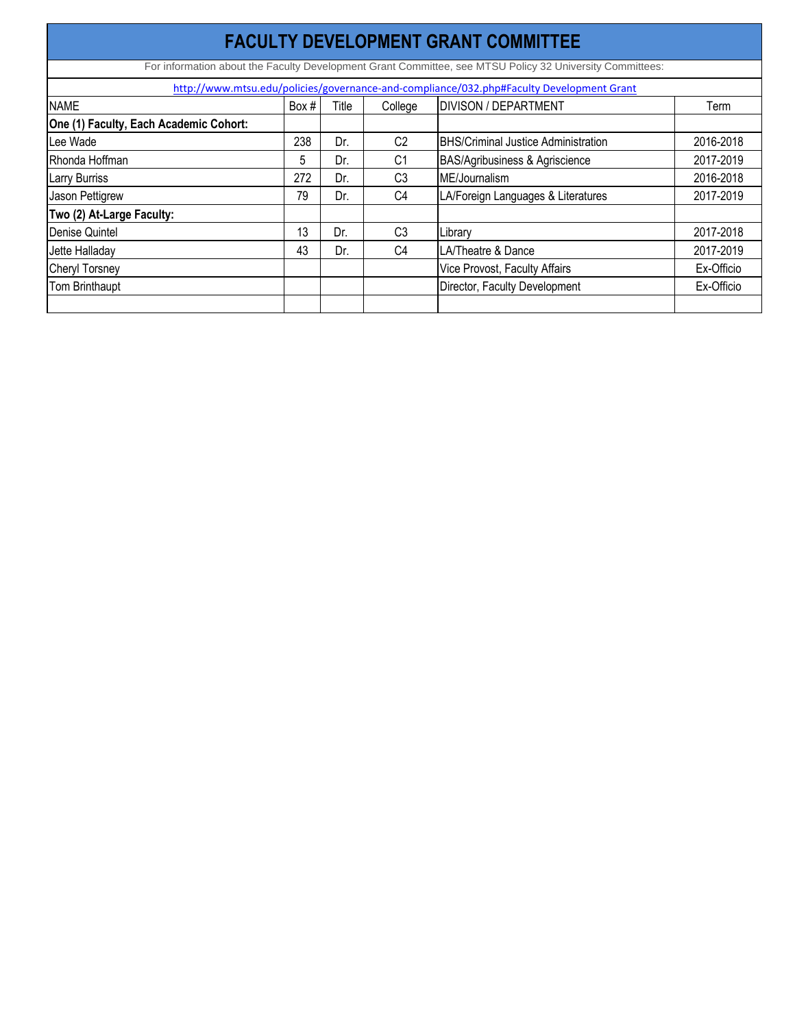# FACULTY DEVELOPMENT GRANT COMMITTEE

For information about the Faculty Development Grant Committee, see MTSU Policy 32 University Committees:

http://www.mtsu.edu/policies/governance-and-compliance/032.php#Faculty Development Grant

| NAME | Box # | Title | College | DIVISON / DEPARTMENT | Term |
|---|---|---|---|---|---|
| **One (1) Faculty, Each Academic Cohort:** | | | | | |
| Lee Wade | 238 | Dr. | C2 | BHS/Criminal Justice Administration | 2016-2018 |
| Rhonda Hoffman | 5 | Dr. | C1 | BAS/Agribusiness & Agriscience | 2017-2019 |
| Larry Burriss | 272 | Dr. | C3 | ME/Journalism | 2016-2018 |
| Jason Pettigrew | 79 | Dr. | C4 | LA/Foreign Languages & Literatures | 2017-2019 |
| **Two (2) At-Large Faculty:** | | | | | |
| Denise Quintel | 13 | Dr. | C3 | Library | 2017-2018 |
| Jette Halladay | 43 | Dr. | C4 | LA/Theatre & Dance | 2017-2019 |
| Cheryl Torsney | | | | Vice Provost, Faculty Affairs | Ex-Officio |
| Tom Brinthaupt | | | | Director, Faculty Development | Ex-Officio |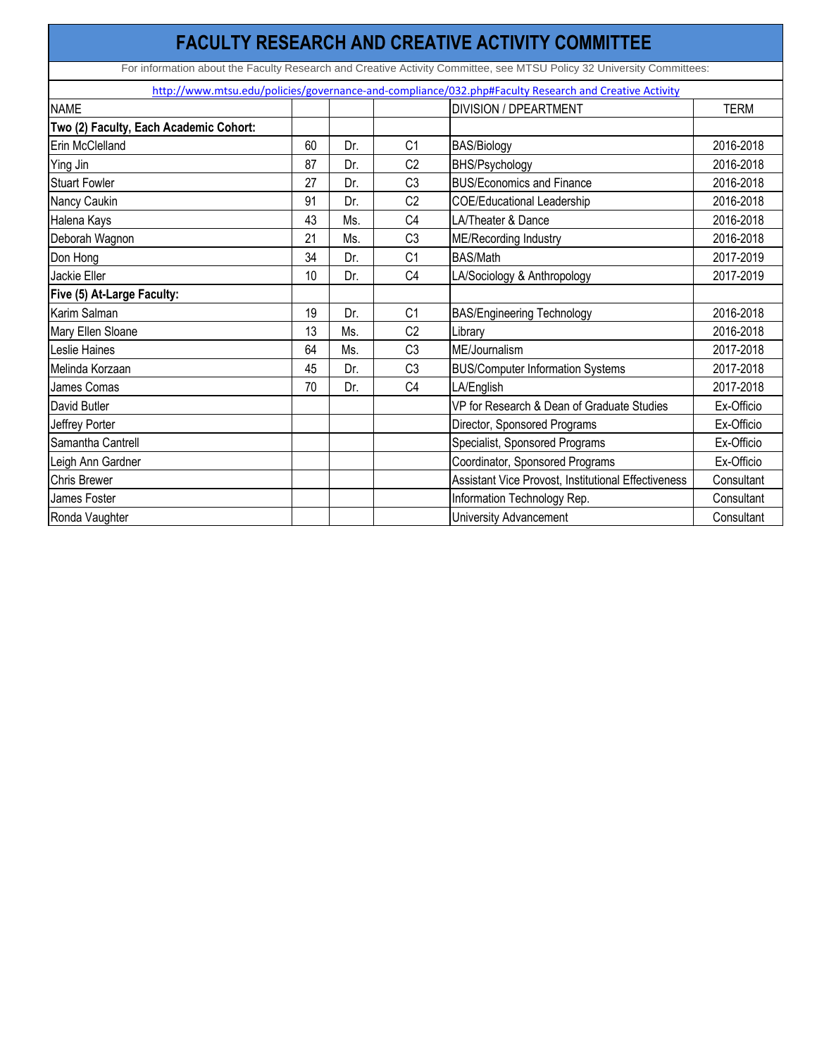# FACULTY RESEARCH AND CREATIVE ACTIVITY COMMITTEE

For information about the Faculty Research and Creative Activity Committee, see MTSU Policy 32 University Committees:

http://www.mtsu.edu/policies/governance-and-compliance/032.php#Faculty Research and Creative Activity

| NAME | | | | DIVISION / DPEARTMENT | TERM |
|---|---|---|---|---|---|
| **Two (2) Faculty, Each Academic Cohort:** | | | | | |
| Erin McClelland | 60 | Dr. | C1 | BAS/Biology | 2016-2018 |
| Ying Jin | 87 | Dr. | C2 | BHS/Psychology | 2016-2018 |
| Stuart Fowler | 27 | Dr. | C3 | BUS/Economics and Finance | 2016-2018 |
| Nancy Caukin | 91 | Dr. | C2 | COE/Educational Leadership | 2016-2018 |
| Halena Kays | 43 | Ms. | C4 | LA/Theater & Dance | 2016-2018 |
| Deborah Wagnon | 21 | Ms. | C3 | ME/Recording Industry | 2016-2018 |
| Don Hong | 34 | Dr. | C1 | BAS/Math | 2017-2019 |
| Jackie Eller | 10 | Dr. | C4 | LA/Sociology & Anthropology | 2017-2019 |
| **Five (5) At-Large Faculty:** | | | | | |
| Karim Salman | 19 | Dr. | C1 | BAS/Engineering Technology | 2016-2018 |
| Mary Ellen Sloane | 13 | Ms. | C2 | Library | 2016-2018 |
| Leslie Haines | 64 | Ms. | C3 | ME/Journalism | 2017-2018 |
| Melinda Korzaan | 45 | Dr. | C3 | BUS/Computer Information Systems | 2017-2018 |
| James Comas | 70 | Dr. | C4 | LA/English | 2017-2018 |
| David Butler | | | | VP for Research & Dean of Graduate Studies | Ex-Officio |
| Jeffrey Porter | | | | Director, Sponsored Programs | Ex-Officio |
| Samantha Cantrell | | | | Specialist, Sponsored Programs | Ex-Officio |
| Leigh Ann Gardner | | | | Coordinator, Sponsored Programs | Ex-Officio |
| Chris Brewer | | | | Assistant Vice Provost, Institutional Effectiveness | Consultant |
| James Foster | | | | Information Technology Rep. | Consultant |
| Ronda Vaughter | | | | University Advancement | Consultant |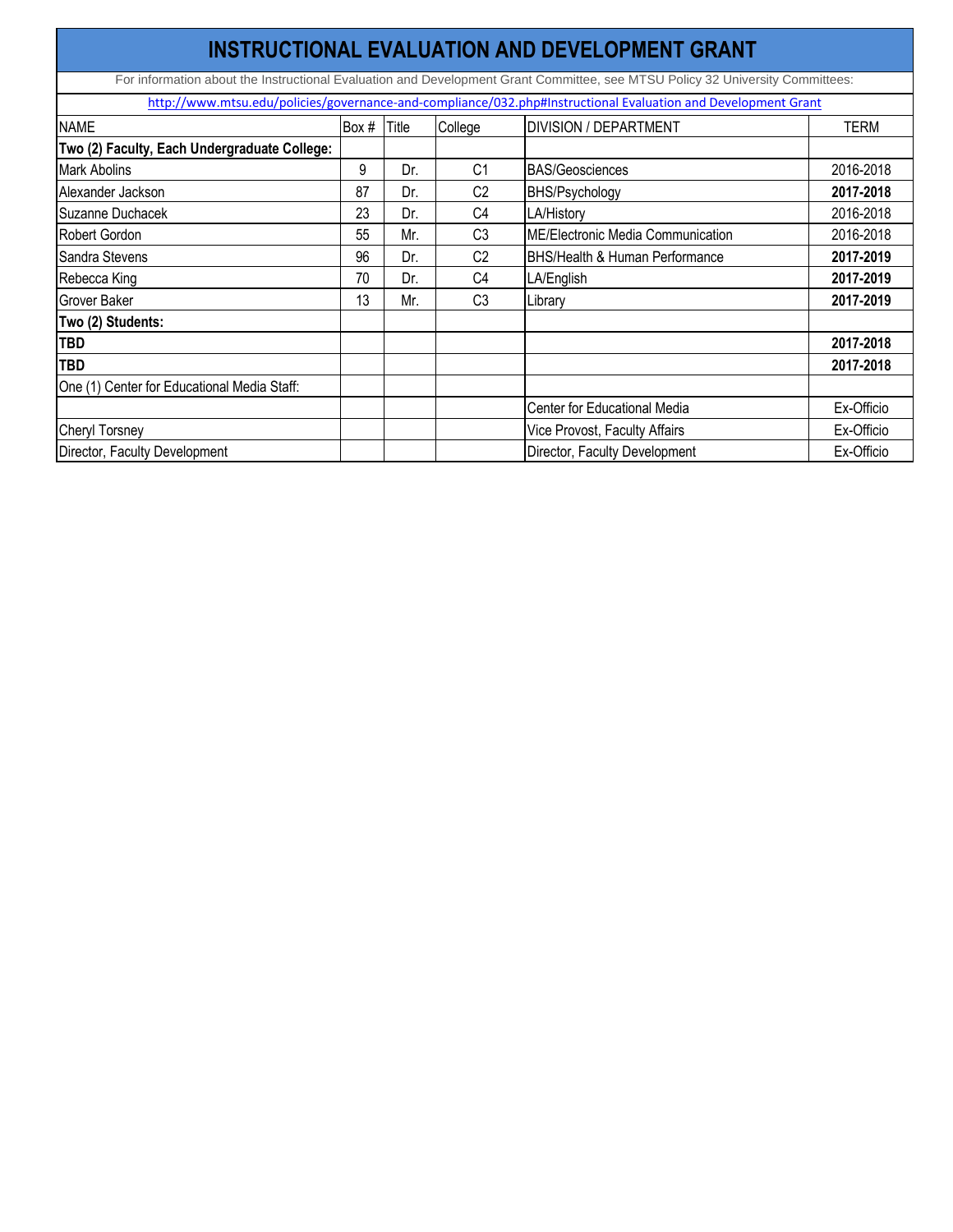# INSTRUCTIONAL EVALUATION AND DEVELOPMENT GRANT

For information about the Instructional Evaluation and Development Grant Committee, see MTSU Policy 32 University Committees:

http://www.mtsu.edu/policies/governance-and-compliance/032.php#Instructional Evaluation and Development Grant

| NAME | Box # | Title | College | DIVISION / DEPARTMENT | TERM |
|---|---|---|---|---|---|
| **Two (2) Faculty, Each Undergraduate College:** | | | | | |
| Mark Abolins | 9 | Dr. | C1 | BAS/Geosciences | 2016-2018 |
| Alexander Jackson | 87 | Dr. | C2 | BHS/Psychology | **2017-2018** |
| Suzanne Duchacek | 23 | Dr. | C4 | LA/History | 2016-2018 |
| Robert Gordon | 55 | Mr. | C3 | ME/Electronic Media Communication | 2016-2018 |
| Sandra Stevens | 96 | Dr. | C2 | BHS/Health & Human Performance | **2017-2019** |
| Rebecca King | 70 | Dr. | C4 | LA/English | **2017-2019** |
| Grover Baker | 13 | Mr. | C3 | Library | **2017-2019** |
| **Two (2) Students:** | | | | | |
| **TBD** | | | | | **2017-2018** |
| **TBD** | | | | | **2017-2018** |
| One (1) Center for Educational Media Staff: | | | | | |
| | | | | Center for Educational Media | Ex-Officio |
| Cheryl Torsney | | | | Vice Provost, Faculty Affairs | Ex-Officio |
| Director, Faculty Development | | | | Director, Faculty Development | Ex-Officio |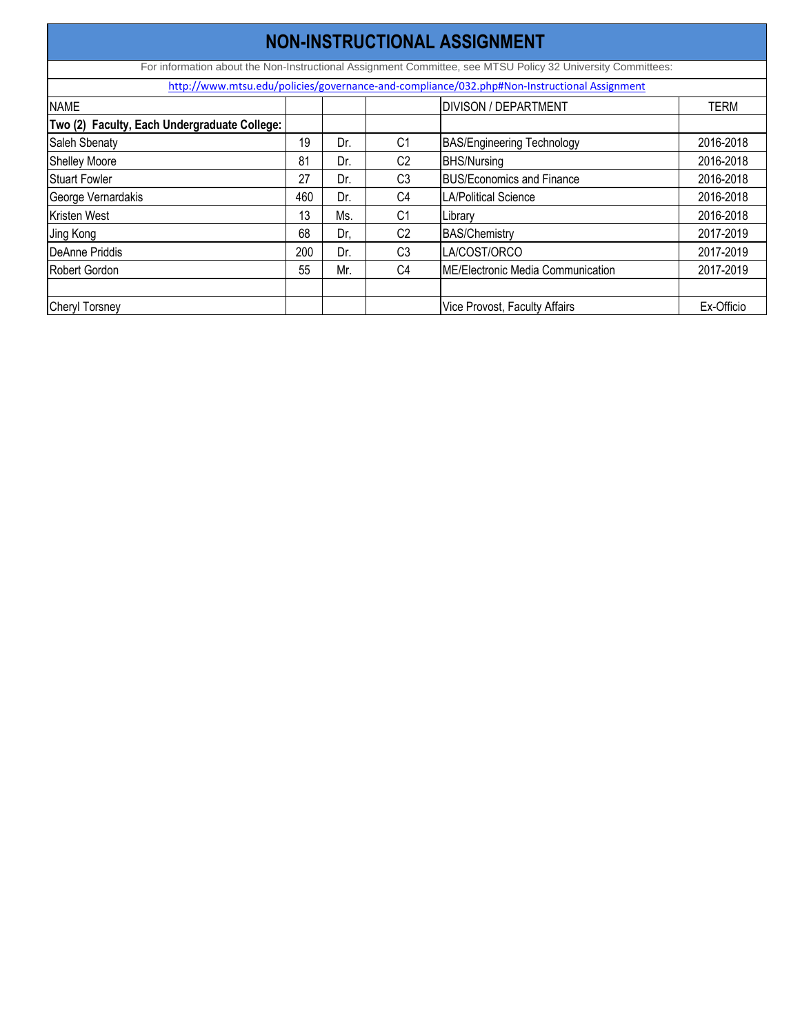# NON-INSTRUCTIONAL ASSIGNMENT

For information about the Non-Instructional Assignment Committee, see MTSU Policy 32 University Committees:

http://www.mtsu.edu/policies/governance-and-compliance/032.php#Non-Instructional Assignment

| NAME | | | | DIVISON / DEPARTMENT | TERM |
|---|---|---|---|---|---|
| **Two (2) Faculty, Each Undergraduate College:** | | | | | |
| Saleh Sbenaty | 19 | Dr. | C1 | BAS/Engineering Technology | 2016-2018 |
| Shelley Moore | 81 | Dr. | C2 | BHS/Nursing | 2016-2018 |
| Stuart Fowler | 27 | Dr. | C3 | BUS/Economics and Finance | 2016-2018 |
| George Vernardakis | 460 | Dr. | C4 | LA/Political Science | 2016-2018 |
| Kristen West | 13 | Ms. | C1 | Library | 2016-2018 |
| Jing Kong | 68 | Dr, | C2 | BAS/Chemistry | 2017-2019 |
| DeAnne Priddis | 200 | Dr. | C3 | LA/COST/ORCO | 2017-2019 |
| Robert Gordon | 55 | Mr. | C4 | ME/Electronic Media Communication | 2017-2019 |
| | | | | | |
| Cheryl Torsney | | | | Vice Provost, Faculty Affairs | Ex-Officio |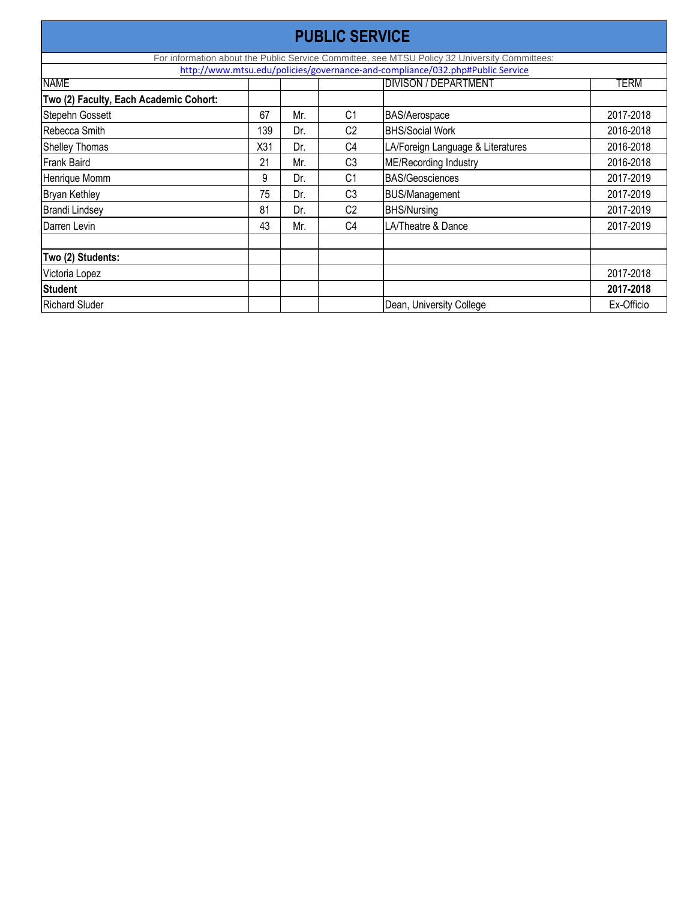# PUBLIC SERVICE

For information about the Public Service Committee, see MTSU Policy 32 University Committees:
http://www.mtsu.edu/policies/governance-and-compliance/032.php#Public Service

| NAME | | | | DIVISON / DEPARTMENT | TERM |
|---|---|---|---|---|---|
| **Two (2) Faculty, Each Academic Cohort:** | | | | | |
| Stepehn Gossett | 67 | Mr. | C1 | BAS/Aerospace | 2017-2018 |
| Rebecca Smith | 139 | Dr. | C2 | BHS/Social Work | 2016-2018 |
| Shelley Thomas | X31 | Dr. | C4 | LA/Foreign Language & Literatures | 2016-2018 |
| Frank Baird | 21 | Mr. | C3 | ME/Recording Industry | 2016-2018 |
| Henrique Momm | 9 | Dr. | C1 | BAS/Geosciences | 2017-2019 |
| Bryan Kethley | 75 | Dr. | C3 | BUS/Management | 2017-2019 |
| Brandi Lindsey | 81 | Dr. | C2 | BHS/Nursing | 2017-2019 |
| Darren Levin | 43 | Mr. | C4 | LA/Theatre & Dance | 2017-2019 |
| | | | | | |
| **Two (2) Students:** | | | | | |
| Victoria Lopez | | | | | 2017-2018 |
| **Student** | | | | | **2017-2018** |
| Richard Sluder | | | | Dean, University College | Ex-Officio |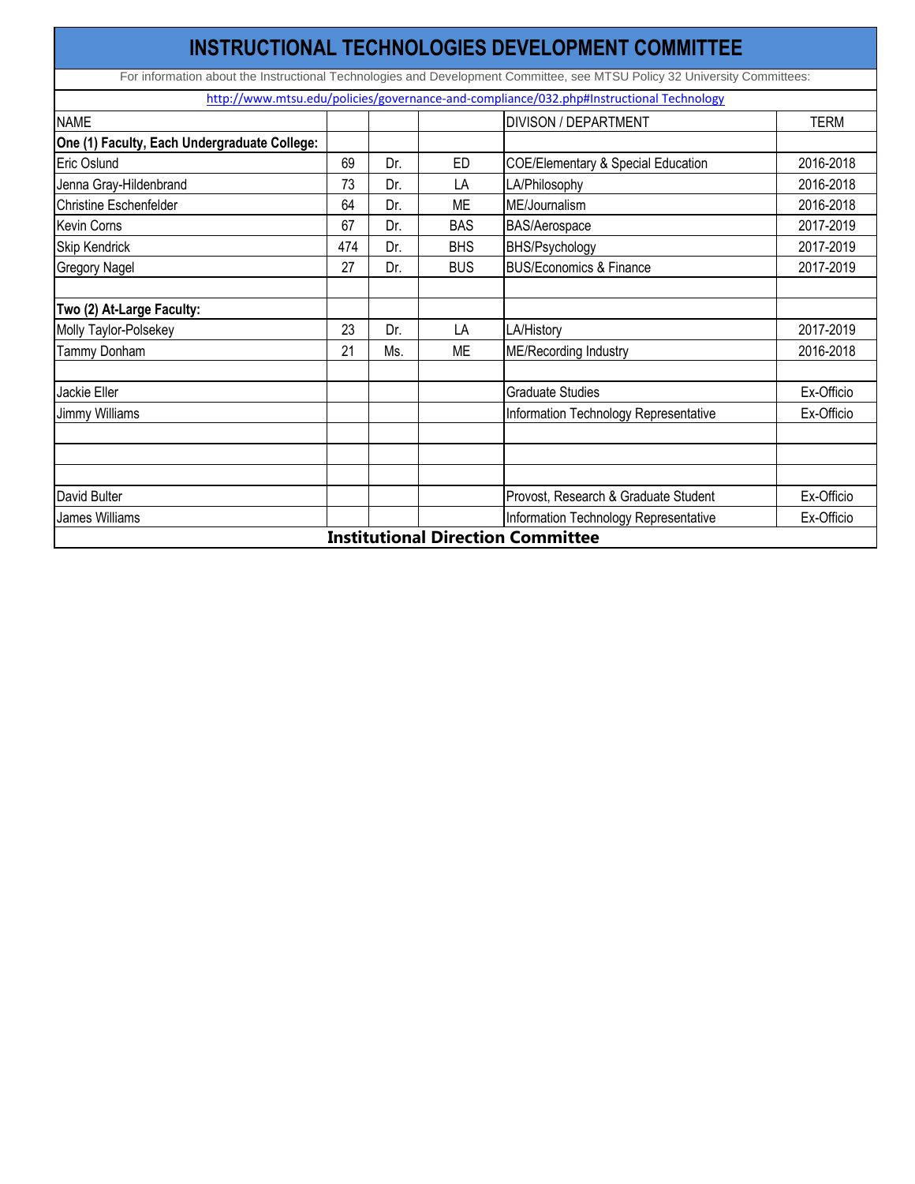# INSTRUCTIONAL TECHNOLOGIES DEVELOPMENT COMMITTEE

For information about the Instructional Technologies and Development Committee, see MTSU Policy 32 University Committees:

http://www.mtsu.edu/policies/governance-and-compliance/032.php#Instructional Technology

| NAME | | | | DIVISON / DEPARTMENT | TERM |
|---|---|---|---|---|---|
| **One (1) Faculty, Each Undergraduate College:** | | | | | |
| Eric Oslund | 69 | Dr. | ED | COE/Elementary & Special Education | 2016-2018 |
| Jenna Gray-Hildenbrand | 73 | Dr. | LA | LA/Philosophy | 2016-2018 |
| Christine Eschenfelder | 64 | Dr. | ME | ME/Journalism | 2016-2018 |
| Kevin Corns | 67 | Dr. | BAS | BAS/Aerospace | 2017-2019 |
| Skip Kendrick | 474 | Dr. | BHS | BHS/Psychology | 2017-2019 |
| Gregory Nagel | 27 | Dr. | BUS | BUS/Economics & Finance | 2017-2019 |
| | | | | | |
| **Two (2) At-Large Faculty:** | | | | | |
| Molly Taylor-Polsekey | 23 | Dr. | LA | LA/History | 2017-2019 |
| Tammy Donham | 21 | Ms. | ME | ME/Recording Industry | 2016-2018 |
| | | | | | |
| Jackie Eller | | | | Graduate Studies | Ex-Officio |
| Jimmy Williams | | | | Information Technology Representative | Ex-Officio |
| | | | | | |
| | | | | | |
| | | | | | |
| David Bulter | | | | Provost, Research & Graduate Student | Ex-Officio |
| James Williams | | | | Information Technology Representative | Ex-Officio |

**Institutional Direction Committee**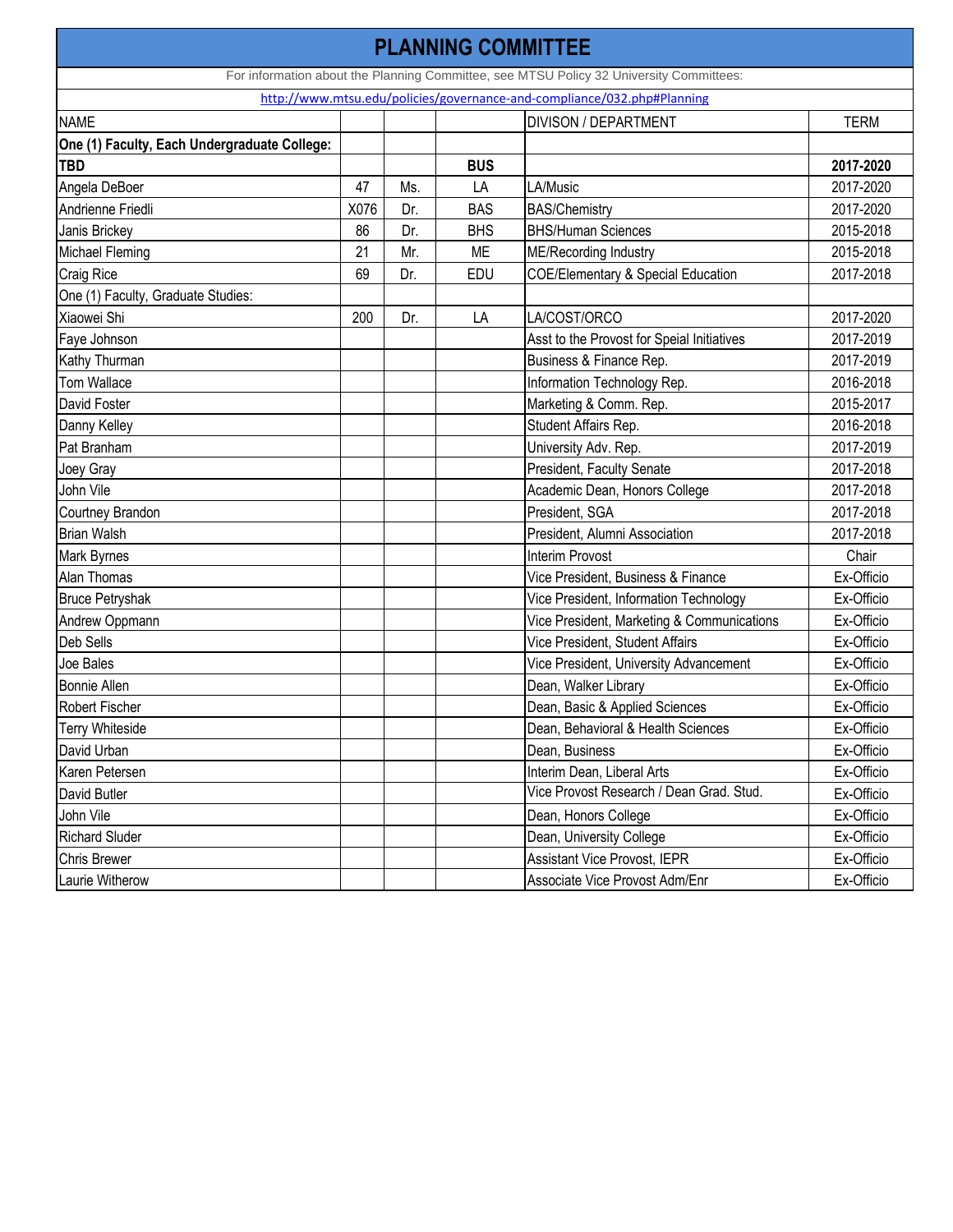# PLANNING COMMITTEE

For information about the Planning Committee, see MTSU Policy 32 University Committees:

http://www.mtsu.edu/policies/governance-and-compliance/032.php#Planning

| NAME | | | | DIVISON / DEPARTMENT | TERM |
|---|---|---|---|---|---|
| **One (1) Faculty, Each Undergraduate College:** | | | | | |
| **TBD** | | | **BUS** | | **2017-2020** |
| Angela DeBoer | 47 | Ms. | LA | LA/Music | 2017-2020 |
| Andrienne Friedli | X076 | Dr. | BAS | BAS/Chemistry | 2017-2020 |
| Janis Brickey | 86 | Dr. | BHS | BHS/Human Sciences | 2015-2018 |
| Michael Fleming | 21 | Mr. | ME | ME/Recording Industry | 2015-2018 |
| Craig Rice | 69 | Dr. | EDU | COE/Elementary & Special Education | 2017-2018 |
| One (1) Faculty, Graduate Studies: | | | | | |
| Xiaowei Shi | 200 | Dr. | LA | LA/COST/ORCO | 2017-2020 |
| Faye Johnson | | | | Asst to the Provost for Speial Initiatives | 2017-2019 |
| Kathy Thurman | | | | Business & Finance Rep. | 2017-2019 |
| Tom Wallace | | | | Information Technology Rep. | 2016-2018 |
| David Foster | | | | Marketing & Comm. Rep. | 2015-2017 |
| Danny Kelley | | | | Student Affairs Rep. | 2016-2018 |
| Pat Branham | | | | University Adv. Rep. | 2017-2019 |
| Joey Gray | | | | President, Faculty Senate | 2017-2018 |
| John Vile | | | | Academic Dean, Honors College | 2017-2018 |
| Courtney Brandon | | | | President, SGA | 2017-2018 |
| Brian Walsh | | | | President, Alumni Association | 2017-2018 |
| Mark Byrnes | | | | Interim Provost | Chair |
| Alan Thomas | | | | Vice President, Business & Finance | Ex-Officio |
| Bruce Petryshak | | | | Vice President, Information Technology | Ex-Officio |
| Andrew Oppmann | | | | Vice President, Marketing & Communications | Ex-Officio |
| Deb Sells | | | | Vice President, Student Affairs | Ex-Officio |
| Joe Bales | | | | Vice President, University Advancement | Ex-Officio |
| Bonnie Allen | | | | Dean, Walker Library | Ex-Officio |
| Robert Fischer | | | | Dean, Basic & Applied Sciences | Ex-Officio |
| Terry Whiteside | | | | Dean, Behavioral & Health Sciences | Ex-Officio |
| David Urban | | | | Dean, Business | Ex-Officio |
| Karen Petersen | | | | Interim Dean, Liberal Arts | Ex-Officio |
| David Butler | | | | Vice Provost Research / Dean Grad. Stud. | Ex-Officio |
| John Vile | | | | Dean, Honors College | Ex-Officio |
| Richard Sluder | | | | Dean, University College | Ex-Officio |
| Chris Brewer | | | | Assistant Vice Provost, IEPR | Ex-Officio |
| Laurie Witherow | | | | Associate Vice Provost Adm/Enr | Ex-Officio |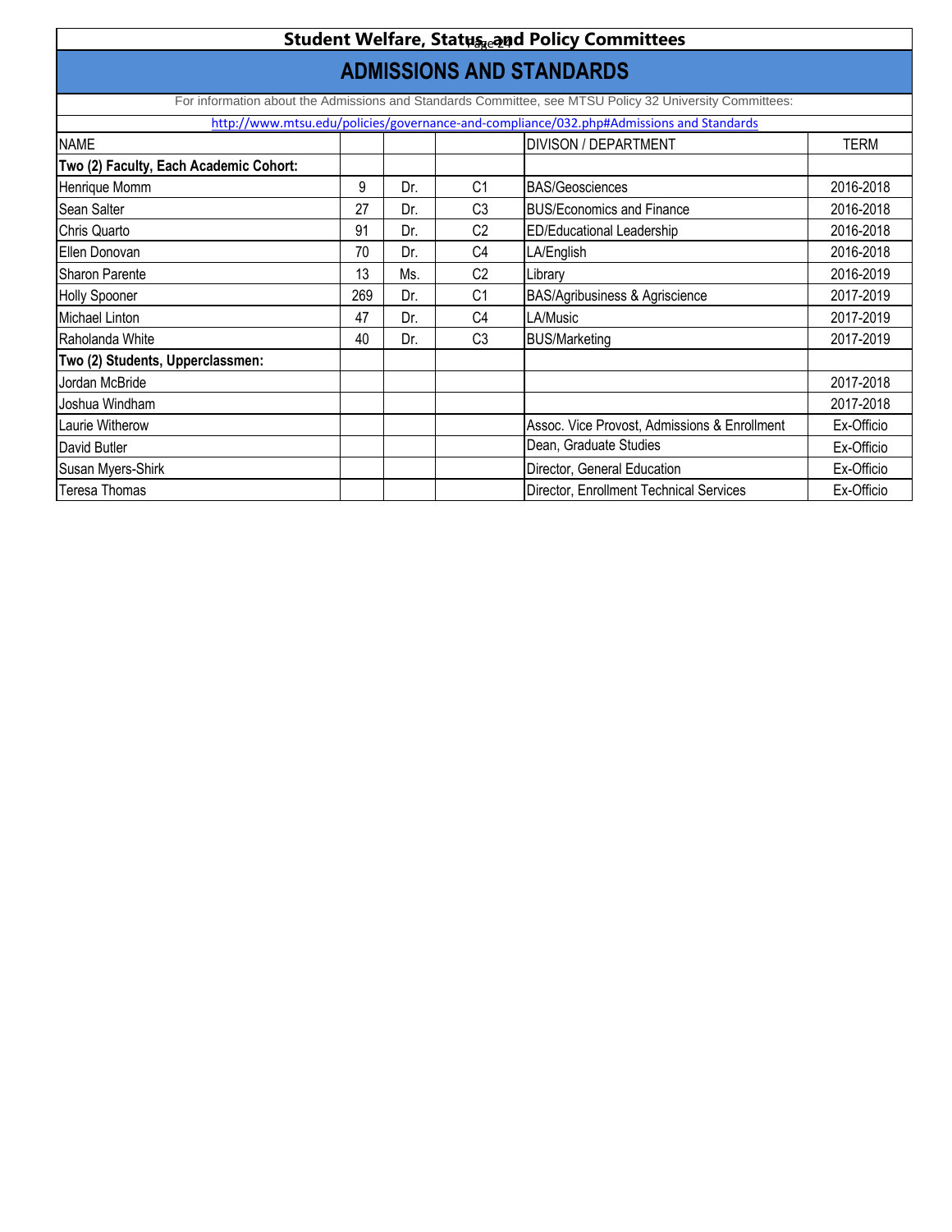# Student Welfare, Status, and Policy Committees

## ADMISSIONS AND STANDARDS

For information about the Admissions and Standards Committee, see MTSU Policy 32 University Committees:

http://www.mtsu.edu/policies/governance-and-compliance/032.php#Admissions and Standards

| NAME | | | | DIVISON / DEPARTMENT | TERM |
|---|---|---|---|---|---|
| **Two (2) Faculty, Each Academic Cohort:** | | | | | |
| Henrique Momm | 9 | Dr. | C1 | BAS/Geosciences | 2016-2018 |
| Sean Salter | 27 | Dr. | C3 | BUS/Economics and Finance | 2016-2018 |
| Chris Quarto | 91 | Dr. | C2 | ED/Educational Leadership | 2016-2018 |
| Ellen Donovan | 70 | Dr. | C4 | LA/English | 2016-2018 |
| Sharon Parente | 13 | Ms. | C2 | Library | 2016-2019 |
| Holly Spooner | 269 | Dr. | C1 | BAS/Agribusiness & Agriscience | 2017-2019 |
| Michael Linton | 47 | Dr. | C4 | LA/Music | 2017-2019 |
| Raholanda White | 40 | Dr. | C3 | BUS/Marketing | 2017-2019 |
| **Two (2) Students, Upperclassmen:** | | | | | |
| Jordan McBride | | | | | 2017-2018 |
| Joshua Windham | | | | | 2017-2018 |
| Laurie Witherow | | | | Assoc. Vice Provost, Admissions & Enrollment | Ex-Officio |
| David Butler | | | | Dean, Graduate Studies | Ex-Officio |
| Susan Myers-Shirk | | | | Director, General Education | Ex-Officio |
| Teresa Thomas | | | | Director, Enrollment Technical Services | Ex-Officio |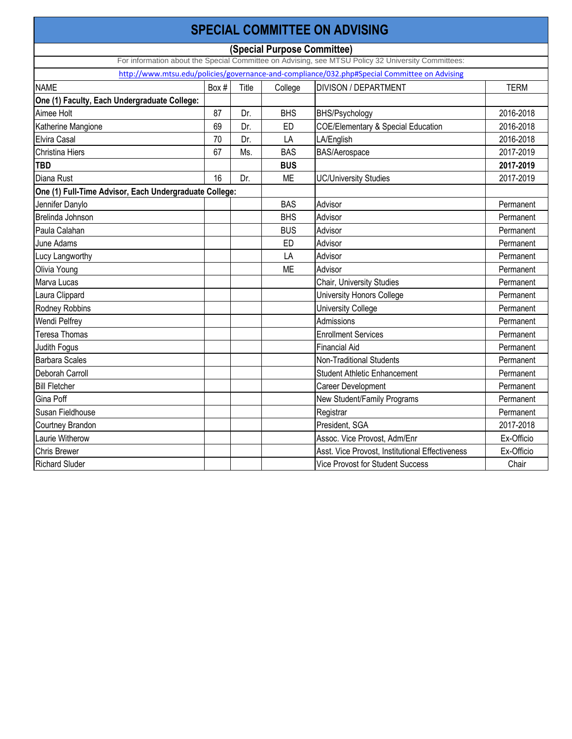# SPECIAL COMMITTEE ON ADVISING

**(Special Purpose Committee)**

For information about the Special Committee on Advising, see MTSU Policy 32 University Committees:

http://www.mtsu.edu/policies/governance-and-compliance/032.php#Special Committee on Advising

| NAME | Box # | Title | College | DIVISON / DEPARTMENT | TERM |
|---|---|---|---|---|---|
| **One (1) Faculty, Each Undergraduate College:** | | | | | |
| Aimee Holt | 87 | Dr. | BHS | BHS/Psychology | 2016-2018 |
| Katherine Mangione | 69 | Dr. | ED | COE/Elementary & Special Education | 2016-2018 |
| Elvira Casal | 70 | Dr. | LA | LA/English | 2016-2018 |
| Christina Hiers | 67 | Ms. | BAS | BAS/Aerospace | 2017-2019 |
| **TBD** | | | **BUS** | | **2017-2019** |
| Diana Rust | 16 | Dr. | ME | UC/University Studies | 2017-2019 |
| **One (1) Full-Time Advisor, Each Undergraduate College:** | | | | | |
| Jennifer Danylo | | | BAS | Advisor | Permanent |
| Brelinda Johnson | | | BHS | Advisor | Permanent |
| Paula Calahan | | | BUS | Advisor | Permanent |
| June Adams | | | ED | Advisor | Permanent |
| Lucy Langworthy | | | LA | Advisor | Permanent |
| Olivia Young | | | ME | Advisor | Permanent |
| Marva Lucas | | | | Chair, University Studies | Permanent |
| Laura Clippard | | | | University Honors College | Permanent |
| Rodney Robbins | | | | University College | Permanent |
| Wendi Pelfrey | | | | Admissions | Permanent |
| Teresa Thomas | | | | Enrollment Services | Permanent |
| Judith Fogus | | | | Financial Aid | Permanent |
| Barbara Scales | | | | Non-Traditional Students | Permanent |
| Deborah Carroll | | | | Student Athletic Enhancement | Permanent |
| Bill Fletcher | | | | Career Development | Permanent |
| Gina Poff | | | | New Student/Family Programs | Permanent |
| Susan Fieldhouse | | | | Registrar | Permanent |
| Courtney Brandon | | | | President, SGA | 2017-2018 |
| Laurie Witherow | | | | Assoc. Vice Provost, Adm/Enr | Ex-Officio |
| Chris Brewer | | | | Asst. Vice Provost, Institutional Effectiveness | Ex-Officio |
| Richard Sluder | | | | Vice Provost for Student Success | Chair |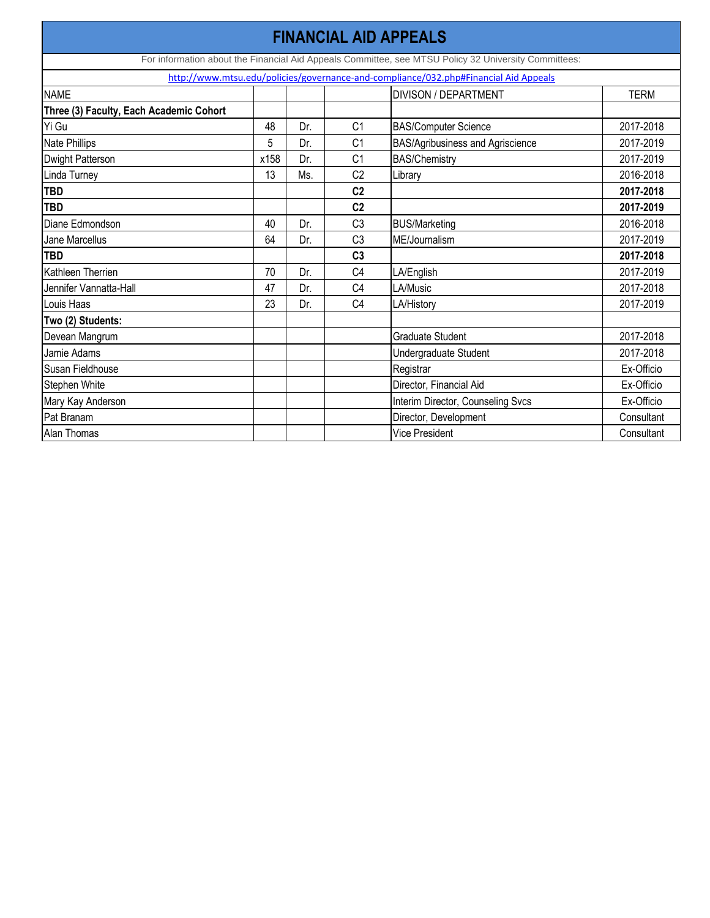# FINANCIAL AID APPEALS

For information about the Financial Aid Appeals Committee, see MTSU Policy 32 University Committees:

http://www.mtsu.edu/policies/governance-and-compliance/032.php#Financial Aid Appeals

| NAME | | | | DIVISON / DEPARTMENT | TERM |
|---|---|---|---|---|---|
| **Three (3) Faculty, Each Academic Cohort** | | | | | |
| Yi Gu | 48 | Dr. | C1 | BAS/Computer Science | 2017-2018 |
| Nate Phillips | 5 | Dr. | C1 | BAS/Agribusiness and Agriscience | 2017-2019 |
| Dwight Patterson | x158 | Dr. | C1 | BAS/Chemistry | 2017-2019 |
| Linda Turney | 13 | Ms. | C2 | Library | 2016-2018 |
| **TBD** | | | **C2** | | **2017-2018** |
| **TBD** | | | **C2** | | **2017-2019** |
| Diane Edmondson | 40 | Dr. | C3 | BUS/Marketing | 2016-2018 |
| Jane Marcellus | 64 | Dr. | C3 | ME/Journalism | 2017-2019 |
| **TBD** | | | **C3** | | **2017-2018** |
| Kathleen Therrien | 70 | Dr. | C4 | LA/English | 2017-2019 |
| Jennifer Vannatta-Hall | 47 | Dr. | C4 | LA/Music | 2017-2018 |
| Louis Haas | 23 | Dr. | C4 | LA/History | 2017-2019 |
| **Two (2) Students:** | | | | | |
| Devean Mangrum | | | | Graduate Student | 2017-2018 |
| Jamie Adams | | | | Undergraduate Student | 2017-2018 |
| Susan Fieldhouse | | | | Registrar | Ex-Officio |
| Stephen White | | | | Director, Financial Aid | Ex-Officio |
| Mary Kay Anderson | | | | Interim Director, Counseling Svcs | Ex-Officio |
| Pat Branam | | | | Director, Development | Consultant |
| Alan Thomas | | | | Vice President | Consultant |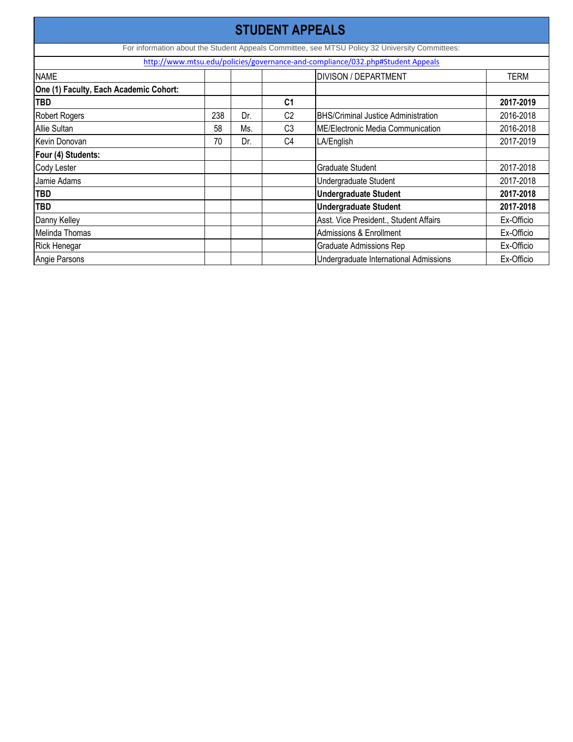# STUDENT APPEALS

For information about the Student Appeals Committee, see MTSU Policy 32 University Committees:

http://www.mtsu.edu/policies/governance-and-compliance/032.php#Student Appeals

| NAME | | | | DIVISON / DEPARTMENT | TERM |
|---|---|---|---|---|---|
| **One (1) Faculty, Each Academic Cohort:** | | | | | |
| **TBD** | | | **C1** | | **2017-2019** |
| Robert Rogers | 238 | Dr. | C2 | BHS/Criminal Justice Administration | 2016-2018 |
| Allie Sultan | 58 | Ms. | C3 | ME/Electronic Media Communication | 2016-2018 |
| Kevin Donovan | 70 | Dr. | C4 | LA/English | 2017-2019 |
| **Four (4) Students:** | | | | | |
| Cody Lester | | | | Graduate Student | 2017-2018 |
| Jamie Adams | | | | Undergraduate Student | 2017-2018 |
| **TBD** | | | | **Undergraduate Student** | **2017-2018** |
| **TBD** | | | | **Undergraduate Student** | **2017-2018** |
| Danny Kelley | | | | Asst. Vice President., Student Affairs | Ex-Officio |
| Melinda Thomas | | | | Admissions & Enrollment | Ex-Officio |
| Rick Henegar | | | | Graduate Admissions Rep | Ex-Officio |
| Angie Parsons | | | | Undergraduate International Admissions | Ex-Officio |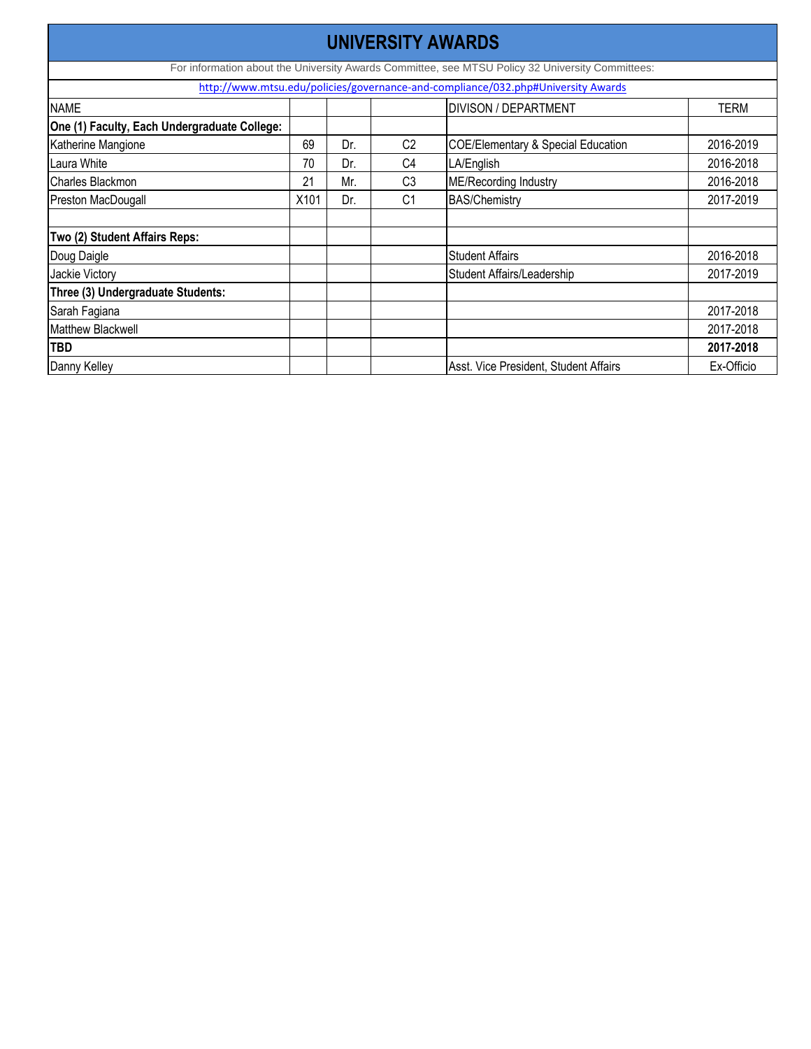# UNIVERSITY AWARDS

For information about the University Awards Committee, see MTSU Policy 32 University Committees:

http://www.mtsu.edu/policies/governance-and-compliance/032.php#University Awards

| NAME | | | | DIVISON / DEPARTMENT | TERM |
|---|---|---|---|---|---|
| **One (1) Faculty, Each Undergraduate College:** | | | | | |
| Katherine Mangione | 69 | Dr. | C2 | COE/Elementary & Special Education | 2016-2019 |
| Laura White | 70 | Dr. | C4 | LA/English | 2016-2018 |
| Charles Blackmon | 21 | Mr. | C3 | ME/Recording Industry | 2016-2018 |
| Preston MacDougall | X101 | Dr. | C1 | BAS/Chemistry | 2017-2019 |
| | | | | | |
| **Two (2) Student Affairs Reps:** | | | | | |
| Doug Daigle | | | | Student Affairs | 2016-2018 |
| Jackie Victory | | | | Student Affairs/Leadership | 2017-2019 |
| **Three (3) Undergraduate Students:** | | | | | |
| Sarah Fagiana | | | | | 2017-2018 |
| Matthew Blackwell | | | | | 2017-2018 |
| **TBD** | | | | | **2017-2018** |
| Danny Kelley | | | | Asst. Vice President, Student Affairs | Ex-Officio |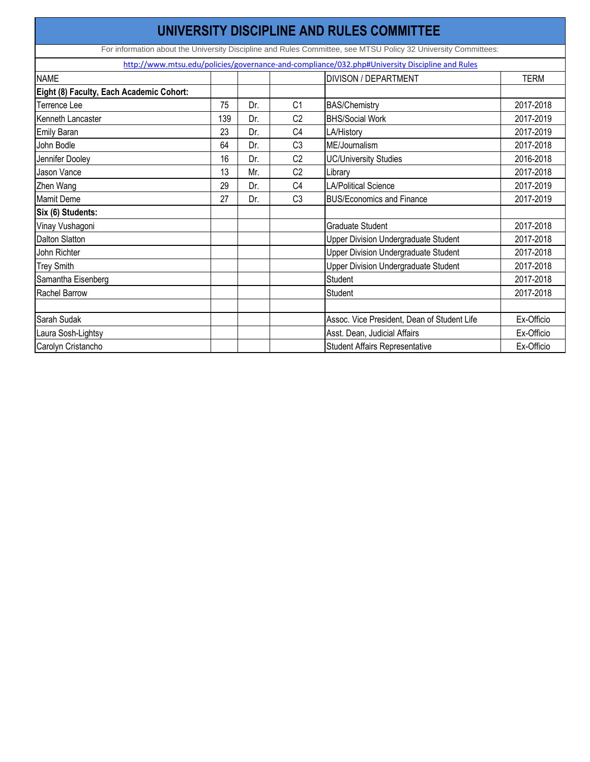# UNIVERSITY DISCIPLINE AND RULES COMMITTEE

For information about the University Discipline and Rules Committee, see MTSU Policy 32 University Committees:

http://www.mtsu.edu/policies/governance-and-compliance/032.php#University Discipline and Rules

| NAME | | | | DIVISON / DEPARTMENT | TERM |
|---|---|---|---|---|---|
| **Eight (8) Faculty, Each Academic Cohort:** | | | | | |
| Terrence Lee | 75 | Dr. | C1 | BAS/Chemistry | 2017-2018 |
| Kenneth Lancaster | 139 | Dr. | C2 | BHS/Social Work | 2017-2019 |
| Emily Baran | 23 | Dr. | C4 | LA/History | 2017-2019 |
| John Bodle | 64 | Dr. | C3 | ME/Journalism | 2017-2018 |
| Jennifer Dooley | 16 | Dr. | C2 | UC/University Studies | 2016-2018 |
| Jason Vance | 13 | Mr. | C2 | Library | 2017-2018 |
| Zhen Wang | 29 | Dr. | C4 | LA/Political Science | 2017-2019 |
| Mamit Deme | 27 | Dr. | C3 | BUS/Economics and Finance | 2017-2019 |
| **Six (6) Students:** | | | | | |
| Vinay Vushagoni | | | | Graduate Student | 2017-2018 |
| Dalton Slatton | | | | Upper Division Undergraduate Student | 2017-2018 |
| John Richter | | | | Upper Division Undergraduate Student | 2017-2018 |
| Trey Smith | | | | Upper Division Undergraduate Student | 2017-2018 |
| Samantha Eisenberg | | | | Student | 2017-2018 |
| Rachel Barrow | | | | Student | 2017-2018 |
| | | | | | |
| Sarah Sudak | | | | Assoc. Vice President, Dean of Student Life | Ex-Officio |
| Laura Sosh-Lightsy | | | | Asst. Dean, Judicial Affairs | Ex-Officio |
| Carolyn Cristancho | | | | Student Affairs Representative | Ex-Officio |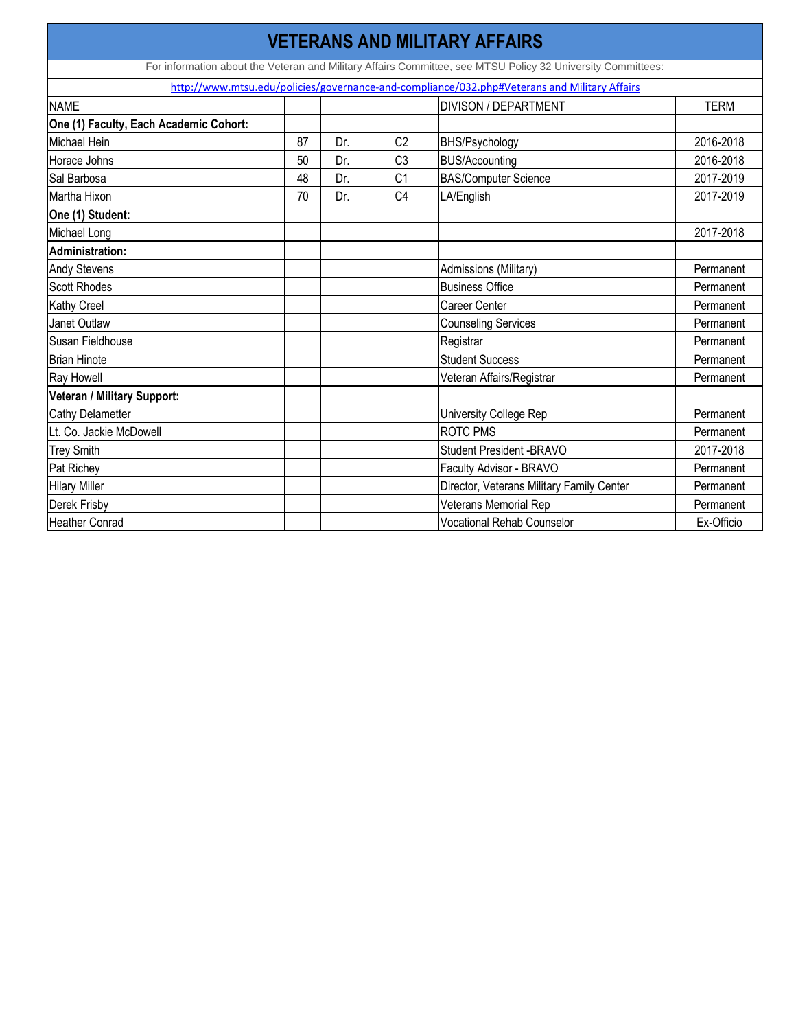# VETERANS AND MILITARY AFFAIRS

For information about the Veteran and Military Affairs Committee, see MTSU Policy 32 University Committees:

http://www.mtsu.edu/policies/governance-and-compliance/032.php#Veterans and Military Affairs

| NAME | | | | DIVISON / DEPARTMENT | TERM |
|---|---|---|---|---|---|
| **One (1) Faculty, Each Academic Cohort:** | | | | | |
| Michael Hein | 87 | Dr. | C2 | BHS/Psychology | 2016-2018 |
| Horace Johns | 50 | Dr. | C3 | BUS/Accounting | 2016-2018 |
| Sal Barbosa | 48 | Dr. | C1 | BAS/Computer Science | 2017-2019 |
| Martha Hixon | 70 | Dr. | C4 | LA/English | 2017-2019 |
| **One (1) Student:** | | | | | |
| Michael Long | | | | | 2017-2018 |
| **Administration:** | | | | | |
| Andy Stevens | | | | Admissions (Military) | Permanent |
| Scott Rhodes | | | | Business Office | Permanent |
| Kathy Creel | | | | Career Center | Permanent |
| Janet Outlaw | | | | Counseling Services | Permanent |
| Susan Fieldhouse | | | | Registrar | Permanent |
| Brian Hinote | | | | Student Success | Permanent |
| Ray Howell | | | | Veteran Affairs/Registrar | Permanent |
| **Veteran / Military Support:** | | | | | |
| Cathy Delametter | | | | University College Rep | Permanent |
| Lt. Co. Jackie McDowell | | | | ROTC PMS | Permanent |
| Trey Smith | | | | Student President -BRAVO | 2017-2018 |
| Pat Richey | | | | Faculty Advisor - BRAVO | Permanent |
| Hilary Miller | | | | Director, Veterans Military Family Center | Permanent |
| Derek Frisby | | | | Veterans Memorial Rep | Permanent |
| Heather Conrad | | | | Vocational Rehab Counselor | Ex-Officio |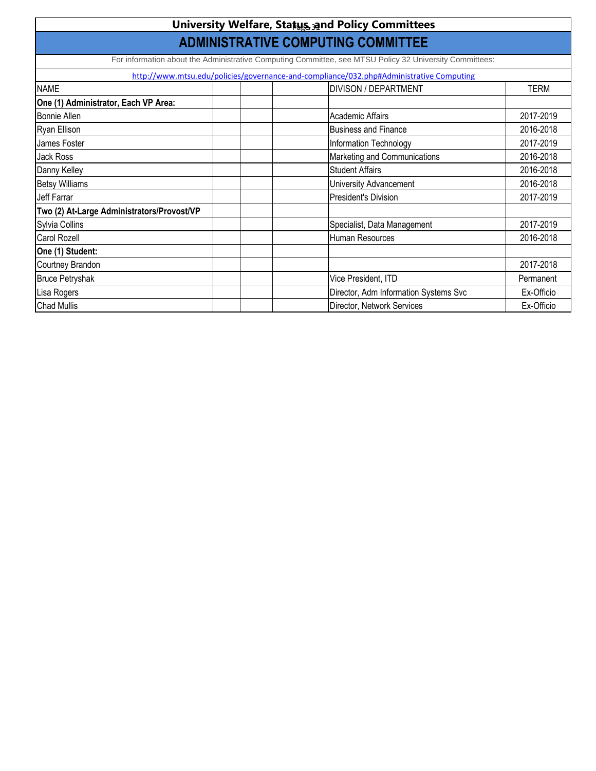# University Welfare, Status, and Policy Committees

## ADMINISTRATIVE COMPUTING COMMITTEE

For information about the Administrative Computing Committee, see MTSU Policy 32 University Committees:

http://www.mtsu.edu/policies/governance-and-compliance/032.php#Administrative Computing

| NAME | | | | DIVISON / DEPARTMENT | TERM |
|---|---|---|---|---|---|
| **One (1) Administrator, Each VP Area:** | | | | | |
| Bonnie Allen | | | | Academic Affairs | 2017-2019 |
| Ryan Ellison | | | | Business and Finance | 2016-2018 |
| James Foster | | | | Information Technology | 2017-2019 |
| Jack Ross | | | | Marketing and Communications | 2016-2018 |
| Danny Kelley | | | | Student Affairs | 2016-2018 |
| Betsy Williams | | | | University Advancement | 2016-2018 |
| Jeff Farrar | | | | President's Division | 2017-2019 |
| **Two (2) At-Large Administrators/Provost/VP** | | | | | |
| Sylvia Collins | | | | Specialist, Data Management | 2017-2019 |
| Carol Rozell | | | | Human Resources | 2016-2018 |
| **One (1) Student:** | | | | | |
| Courtney Brandon | | | | | 2017-2018 |
| Bruce Petryshak | | | | Vice President, ITD | Permanent |
| Lisa Rogers | | | | Director, Adm Information Systems Svc | Ex-Officio |
| Chad Mullis | | | | Director, Network Services | Ex-Officio |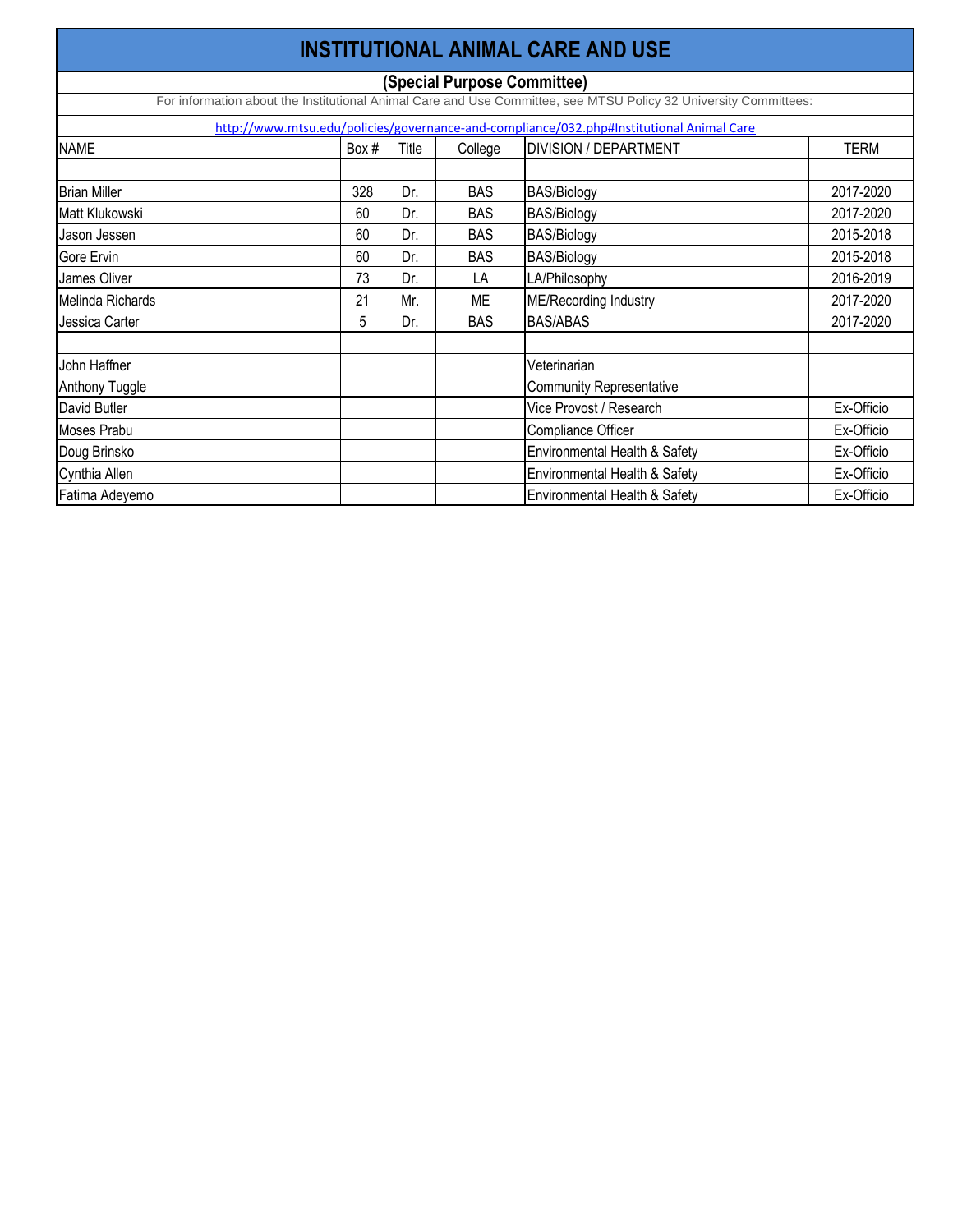# INSTITUTIONAL ANIMAL CARE AND USE

## (Special Purpose Committee)

For information about the Institutional Animal Care and Use Committee, see MTSU Policy 32 University Committees:

http://www.mtsu.edu/policies/governance-and-compliance/032.php#Institutional Animal Care

| NAME | Box # | Title | College | DIVISION / DEPARTMENT | TERM |
|---|---|---|---|---|---|
| | | | | | |
| Brian Miller | 328 | Dr. | BAS | BAS/Biology | 2017-2020 |
| Matt Klukowski | 60 | Dr. | BAS | BAS/Biology | 2017-2020 |
| Jason Jessen | 60 | Dr. | BAS | BAS/Biology | 2015-2018 |
| Gore Ervin | 60 | Dr. | BAS | BAS/Biology | 2015-2018 |
| James Oliver | 73 | Dr. | LA | LA/Philosophy | 2016-2019 |
| Melinda Richards | 21 | Mr. | ME | ME/Recording Industry | 2017-2020 |
| Jessica Carter | 5 | Dr. | BAS | BAS/ABAS | 2017-2020 |
| | | | | | |
| John Haffner | | | | Veterinarian | |
| Anthony Tuggle | | | | Community Representative | |
| David Butler | | | | Vice Provost / Research | Ex-Officio |
| Moses Prabu | | | | Compliance Officer | Ex-Officio |
| Doug Brinsko | | | | Environmental Health & Safety | Ex-Officio |
| Cynthia Allen | | | | Environmental Health & Safety | Ex-Officio |
| Fatima Adeyemo | | | | Environmental Health & Safety | Ex-Officio |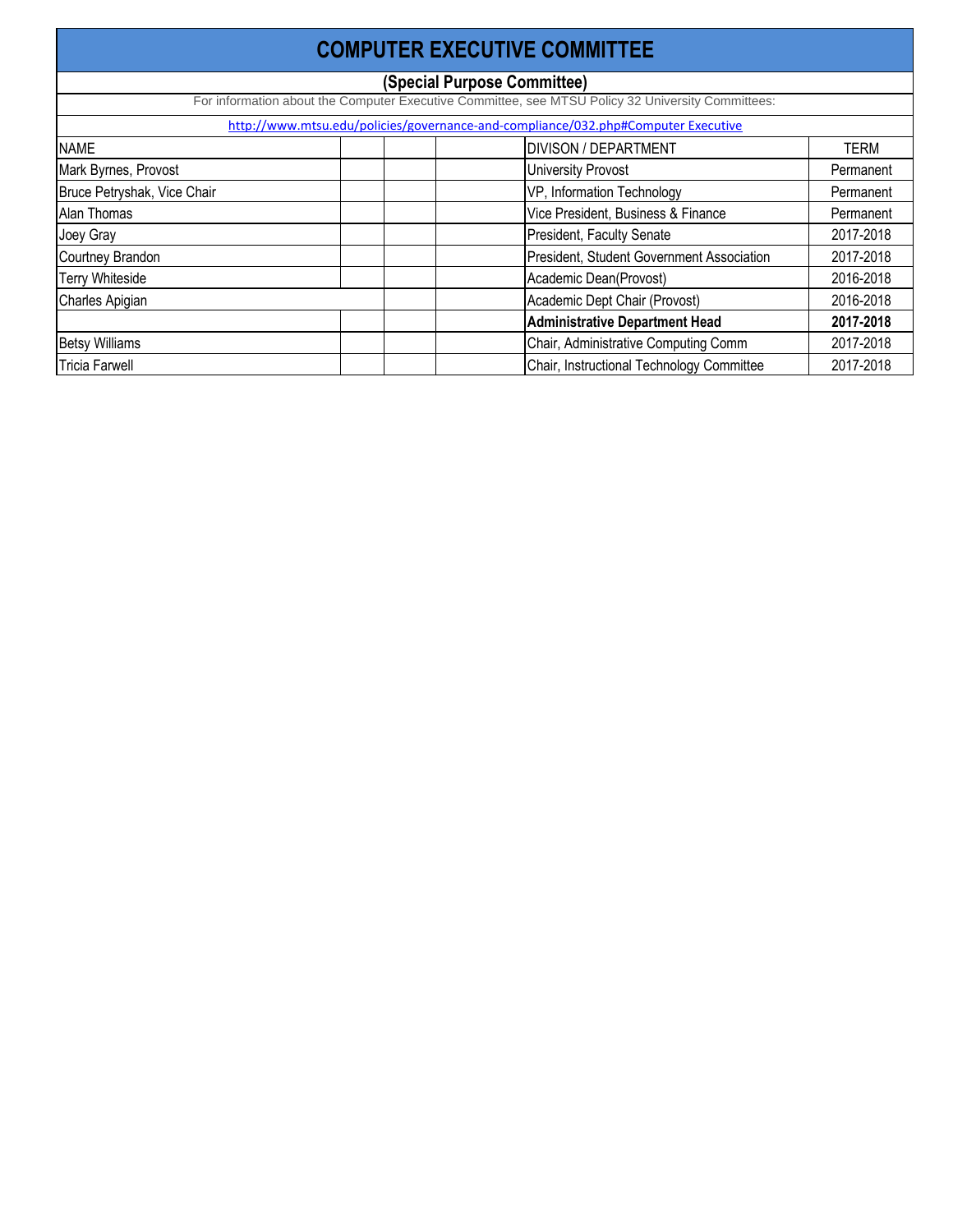# COMPUTER EXECUTIVE COMMITTEE

**(Special Purpose Committee)**

For information about the Computer Executive Committee, see MTSU Policy 32 University Committees:

http://www.mtsu.edu/policies/governance-and-compliance/032.php#Computer Executive

| NAME | | | | DIVISON / DEPARTMENT | TERM |
|---|---|---|---|---|---|
| Mark Byrnes, Provost | | | | University Provost | Permanent |
| Bruce Petryshak, Vice Chair | | | | VP, Information Technology | Permanent |
| Alan Thomas | | | | Vice President, Business & Finance | Permanent |
| Joey Gray | | | | President, Faculty Senate | 2017-2018 |
| Courtney Brandon | | | | President, Student Government Association | 2017-2018 |
| Terry Whiteside | | | | Academic Dean(Provost) | 2016-2018 |
| Charles Apigian | | | | Academic Dept Chair (Provost) | 2016-2018 |
| | | | | **Administrative Department Head** | **2017-2018** |
| Betsy Williams | | | | Chair, Administrative Computing Comm | 2017-2018 |
| Tricia Farwell | | | | Chair, Instructional Technology Committee | 2017-2018 |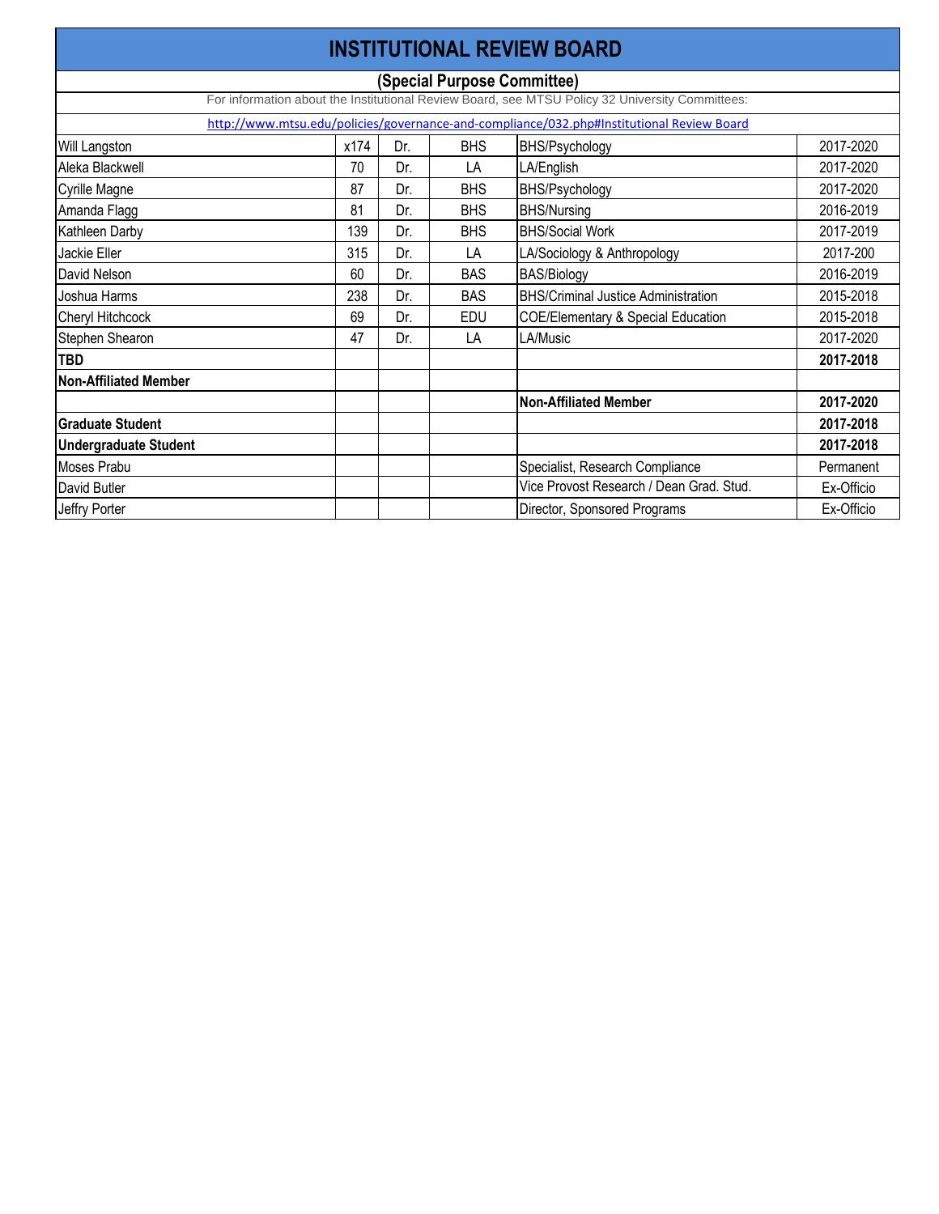# INSTITUTIONAL REVIEW BOARD

**(Special Purpose Committee)**

For information about the Institutional Review Board, see MTSU Policy 32 University Committees:

http://www.mtsu.edu/policies/governance-and-compliance/032.php#Institutional Review Board

| | | | | | |
|---|---|---|---|---|---|
| Will Langston | x174 | Dr. | BHS | BHS/Psychology | 2017-2020 |
| Aleka Blackwell | 70 | Dr. | LA | LA/English | 2017-2020 |
| Cyrille Magne | 87 | Dr. | BHS | BHS/Psychology | 2017-2020 |
| Amanda Flagg | 81 | Dr. | BHS | BHS/Nursing | 2016-2019 |
| Kathleen Darby | 139 | Dr. | BHS | BHS/Social Work | 2017-2019 |
| Jackie Eller | 315 | Dr. | LA | LA/Sociology & Anthropology | 2017-200 |
| David Nelson | 60 | Dr. | BAS | BAS/Biology | 2016-2019 |
| Joshua Harms | 238 | Dr. | BAS | BHS/Criminal Justice Administration | 2015-2018 |
| Cheryl Hitchcock | 69 | Dr. | EDU | COE/Elementary & Special Education | 2015-2018 |
| Stephen Shearon | 47 | Dr. | LA | LA/Music | 2017-2020 |
| **TBD** | | | | | **2017-2018** |
| **Non-Affiliated Member** | | | | | |
| | | | | **Non-Affiliated Member** | **2017-2020** |
| **Graduate Student** | | | | | **2017-2018** |
| **Undergraduate Student** | | | | | **2017-2018** |
| Moses Prabu | | | | Specialist, Research Compliance | Permanent |
| David Butler | | | | Vice Provost Research / Dean Grad. Stud. | Ex-Officio |
| Jeffry Porter | | | | Director, Sponsored Programs | Ex-Officio |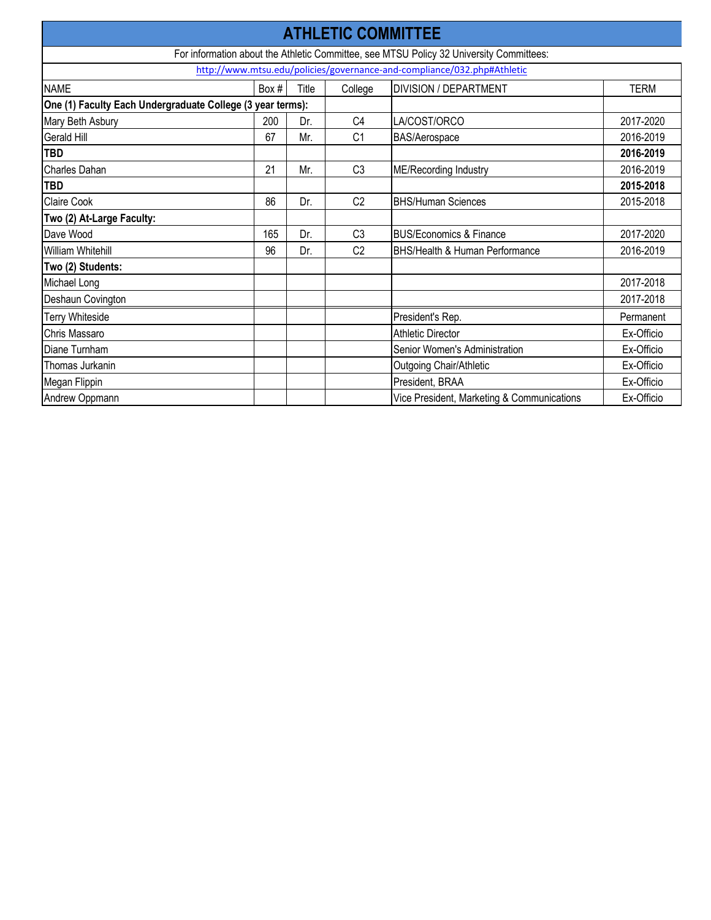# ATHLETIC COMMITTEE

For information about the Athletic Committee, see MTSU Policy 32 University Committees:

http://www.mtsu.edu/policies/governance-and-compliance/032.php#Athletic

| NAME | Box # | Title | College | DIVISION / DEPARTMENT | TERM |
|---|---|---|---|---|---|
| **One (1) Faculty Each Undergraduate College (3 year terms):** | | | | | |
| Mary Beth Asbury | 200 | Dr. | C4 | LA/COST/ORCO | 2017-2020 |
| Gerald Hill | 67 | Mr. | C1 | BAS/Aerospace | 2016-2019 |
| **TBD** | | | | | **2016-2019** |
| Charles Dahan | 21 | Mr. | C3 | ME/Recording Industry | 2016-2019 |
| **TBD** | | | | | **2015-2018** |
| Claire Cook | 86 | Dr. | C2 | BHS/Human Sciences | 2015-2018 |
| **Two (2) At-Large Faculty:** | | | | | |
| Dave Wood | 165 | Dr. | C3 | BUS/Economics & Finance | 2017-2020 |
| William Whitehill | 96 | Dr. | C2 | BHS/Health & Human Performance | 2016-2019 |
| **Two (2) Students:** | | | | | |
| Michael Long | | | | | 2017-2018 |
| Deshaun Covington | | | | | 2017-2018 |
| Terry Whiteside | | | | President's Rep. | Permanent |
| Chris Massaro | | | | Athletic Director | Ex-Officio |
| Diane Turnham | | | | Senior Women's Administration | Ex-Officio |
| Thomas Jurkanin | | | | Outgoing Chair/Athletic | Ex-Officio |
| Megan Flippin | | | | President, BRAA | Ex-Officio |
| Andrew Oppmann | | | | Vice President, Marketing & Communications | Ex-Officio |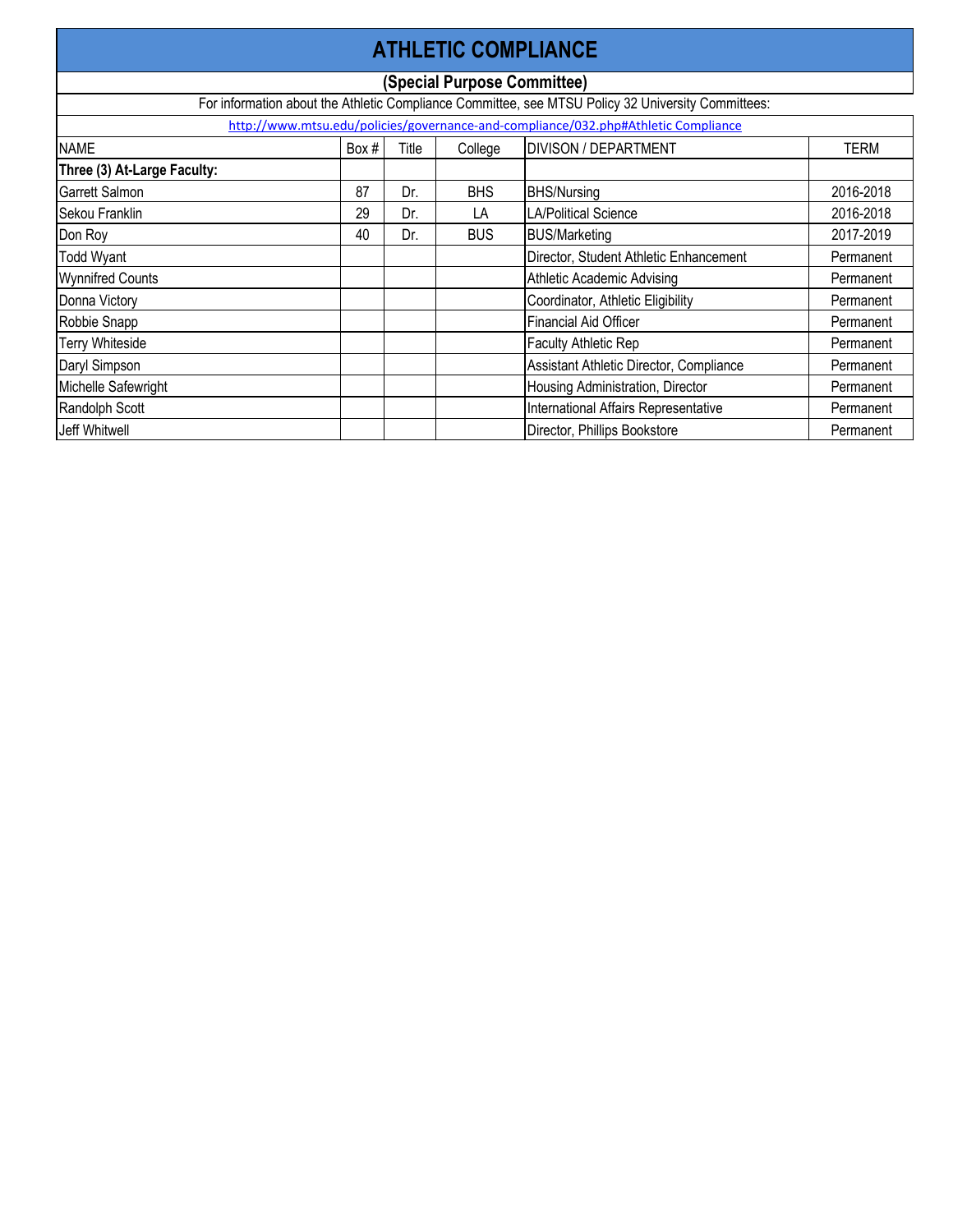# ATHLETIC COMPLIANCE

## (Special Purpose Committee)

For information about the Athletic Compliance Committee, see MTSU Policy 32 University Committees:

http://www.mtsu.edu/policies/governance-and-compliance/032.php#Athletic Compliance

| NAME | Box # | Title | College | DIVISON / DEPARTMENT | TERM |
|---|---|---|---|---|---|
| **Three (3) At-Large Faculty:** | | | | | |
| Garrett Salmon | 87 | Dr. | BHS | BHS/Nursing | 2016-2018 |
| Sekou Franklin | 29 | Dr. | LA | LA/Political Science | 2016-2018 |
| Don Roy | 40 | Dr. | BUS | BUS/Marketing | 2017-2019 |
| Todd Wyant | | | | Director, Student Athletic Enhancement | Permanent |
| Wynnifred Counts | | | | Athletic Academic Advising | Permanent |
| Donna Victory | | | | Coordinator, Athletic Eligibility | Permanent |
| Robbie Snapp | | | | Financial Aid Officer | Permanent |
| Terry Whiteside | | | | Faculty Athletic Rep | Permanent |
| Daryl Simpson | | | | Assistant Athletic Director, Compliance | Permanent |
| Michelle Safewright | | | | Housing Administration, Director | Permanent |
| Randolph Scott | | | | International Affairs Representative | Permanent |
| Jeff Whitwell | | | | Director, Phillips Bookstore | Permanent |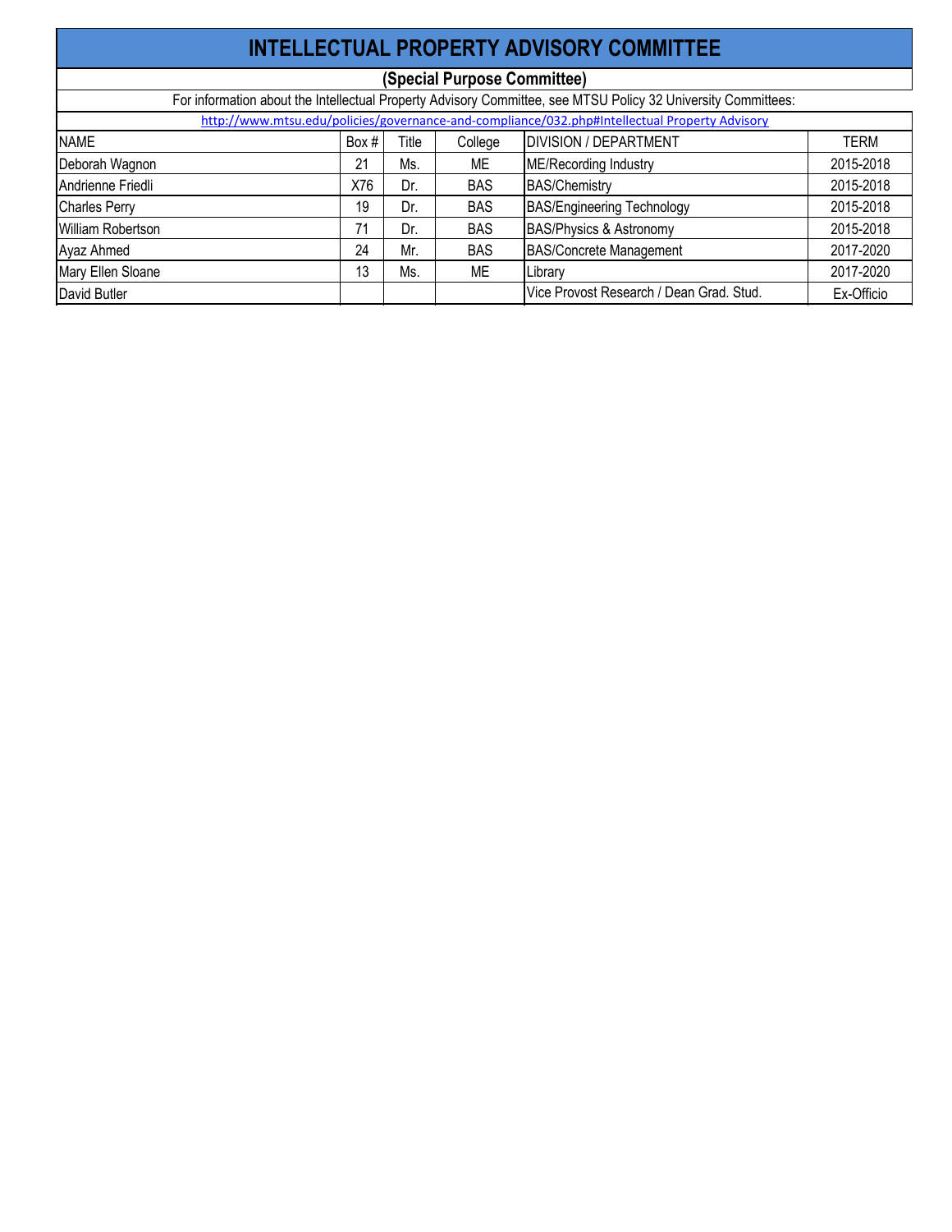# INTELLECTUAL PROPERTY ADVISORY COMMITTEE

## (Special Purpose Committee)

For information about the Intellectual Property Advisory Committee, see MTSU Policy 32 University Committees:

http://www.mtsu.edu/policies/governance-and-compliance/032.php#Intellectual Property Advisory

| NAME | Box # | Title | College | DIVISION / DEPARTMENT | TERM |
|---|---|---|---|---|---|
| Deborah Wagnon | 21 | Ms. | ME | ME/Recording Industry | 2015-2018 |
| Andrienne Friedli | X76 | Dr. | BAS | BAS/Chemistry | 2015-2018 |
| Charles Perry | 19 | Dr. | BAS | BAS/Engineering Technology | 2015-2018 |
| William Robertson | 71 | Dr. | BAS | BAS/Physics & Astronomy | 2015-2018 |
| Ayaz Ahmed | 24 | Mr. | BAS | BAS/Concrete Management | 2017-2020 |
| Mary Ellen Sloane | 13 | Ms. | ME | Library | 2017-2020 |
| David Butler | | | | Vice Provost Research / Dean Grad. Stud. | Ex-Officio |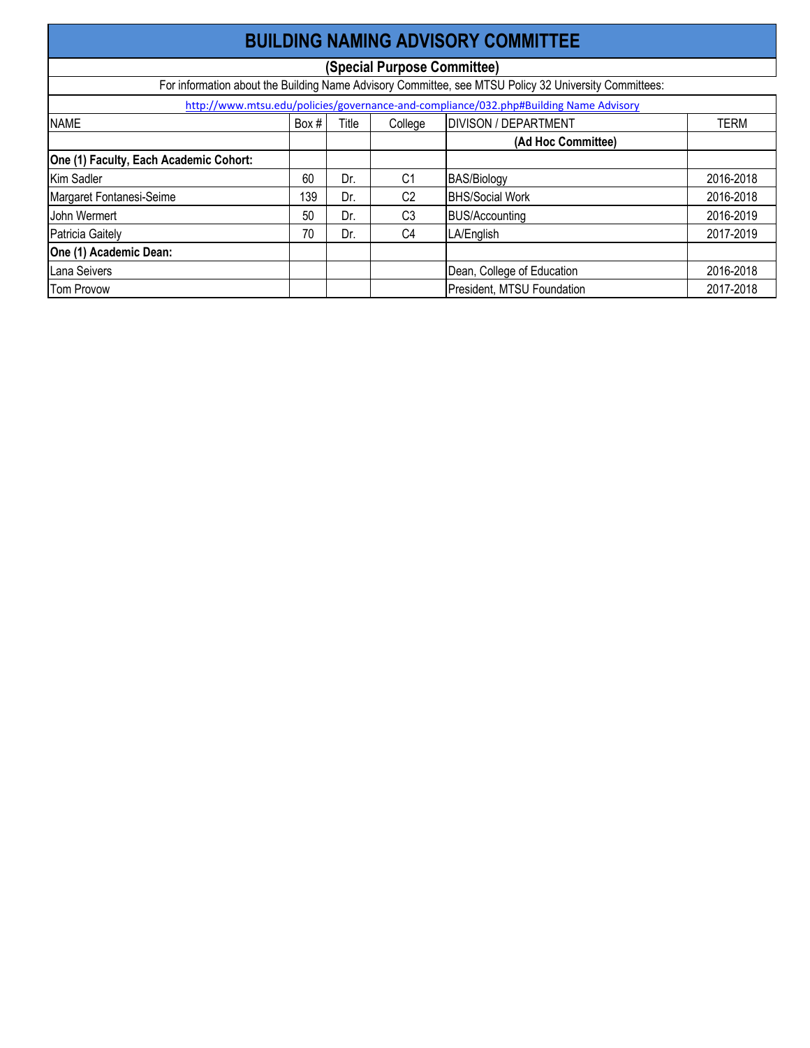# BUILDING NAMING ADVISORY COMMITTEE

**(Special Purpose Committee)**

For information about the Building Name Advisory Committee, see MTSU Policy 32 University Committees:

http://www.mtsu.edu/policies/governance-and-compliance/032.php#Building Name Advisory

| NAME | Box # | Title | College | DIVISON / DEPARTMENT | TERM |
|---|---|---|---|---|---|
| | | | | **(Ad Hoc Committee)** | |
| **One (1) Faculty, Each Academic Cohort:** | | | | | |
| Kim Sadler | 60 | Dr. | C1 | BAS/Biology | 2016-2018 |
| Margaret Fontanesi-Seime | 139 | Dr. | C2 | BHS/Social Work | 2016-2018 |
| John Wermert | 50 | Dr. | C3 | BUS/Accounting | 2016-2019 |
| Patricia Gaitely | 70 | Dr. | C4 | LA/English | 2017-2019 |
| **One (1) Academic Dean:** | | | | | |
| Lana Seivers | | | | Dean, College of Education | 2016-2018 |
| Tom Provow | | | | President, MTSU Foundation | 2017-2018 |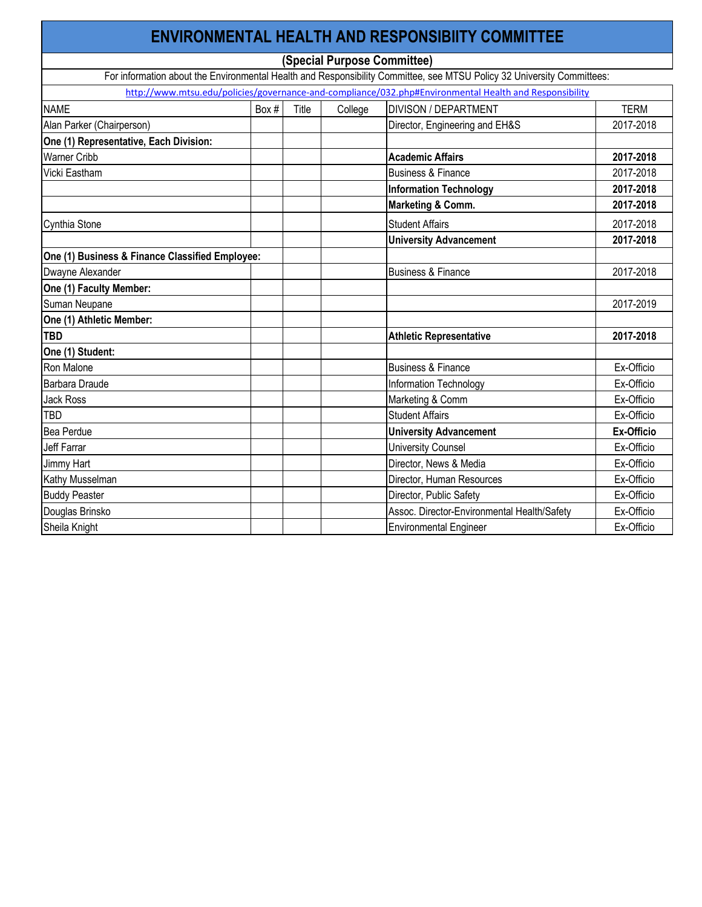# ENVIRONMENTAL HEALTH AND RESPONSIBIITY COMMITTEE

**(Special Purpose Committee)**

For information about the Environmental Health and Responsibility Committee, see MTSU Policy 32 University Committees:

http://www.mtsu.edu/policies/governance-and-compliance/032.php#Environmental Health and Responsibility

| NAME | Box # | Title | College | DIVISON / DEPARTMENT | TERM |
|---|---|---|---|---|---|
| Alan Parker (Chairperson) | | | | Director, Engineering and EH&S | 2017-2018 |
| **One (1) Representative, Each Division:** | | | | | |
| Warner Cribb | | | | **Academic Affairs** | **2017-2018** |
| Vicki Eastham | | | | Business & Finance | 2017-2018 |
| | | | | **Information Technology** | **2017-2018** |
| | | | | **Marketing & Comm.** | **2017-2018** |
| Cynthia Stone | | | | Student Affairs | 2017-2018 |
| | | | | **University Advancement** | **2017-2018** |
| **One (1) Business & Finance Classified Employee:** | | | | | |
| Dwayne Alexander | | | | Business & Finance | 2017-2018 |
| **One (1) Faculty Member:** | | | | | |
| Suman Neupane | | | | | 2017-2019 |
| **One (1) Athletic Member:** | | | | | |
| **TBD** | | | | **Athletic Representative** | **2017-2018** |
| **One (1) Student:** | | | | | |
| Ron Malone | | | | Business & Finance | Ex-Officio |
| Barbara Draude | | | | Information Technology | Ex-Officio |
| Jack Ross | | | | Marketing & Comm | Ex-Officio |
| TBD | | | | Student Affairs | Ex-Officio |
| Bea Perdue | | | | **University Advancement** | **Ex-Officio** |
| Jeff Farrar | | | | University Counsel | Ex-Officio |
| Jimmy Hart | | | | Director, News & Media | Ex-Officio |
| Kathy Musselman | | | | Director, Human Resources | Ex-Officio |
| Buddy Peaster | | | | Director, Public Safety | Ex-Officio |
| Douglas Brinsko | | | | Assoc. Director-Environmental Health/Safety | Ex-Officio |
| Sheila Knight | | | | Environmental Engineer | Ex-Officio |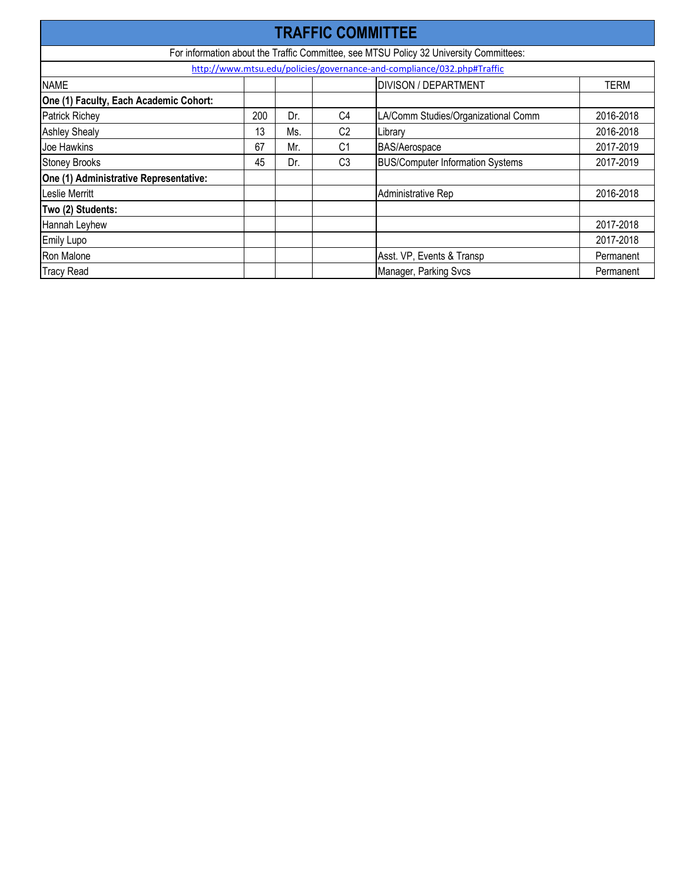# TRAFFIC COMMITTEE

For information about the Traffic Committee, see MTSU Policy 32 University Committees:

http://www.mtsu.edu/policies/governance-and-compliance/032.php#Traffic

| NAME | | | | DIVISON / DEPARTMENT | TERM |
|---|---|---|---|---|---|
| **One (1) Faculty, Each Academic Cohort:** | | | | | |
| Patrick Richey | 200 | Dr. | C4 | LA/Comm Studies/Organizational Comm | 2016-2018 |
| Ashley Shealy | 13 | Ms. | C2 | Library | 2016-2018 |
| Joe Hawkins | 67 | Mr. | C1 | BAS/Aerospace | 2017-2019 |
| Stoney Brooks | 45 | Dr. | C3 | BUS/Computer Information Systems | 2017-2019 |
| **One (1) Administrative Representative:** | | | | | |
| Leslie Merritt | | | | Administrative Rep | 2016-2018 |
| **Two (2) Students:** | | | | | |
| Hannah Leyhew | | | | | 2017-2018 |
| Emily Lupo | | | | | 2017-2018 |
| Ron Malone | | | | Asst. VP, Events & Transp | Permanent |
| Tracy Read | | | | Manager, Parking Svcs | Permanent |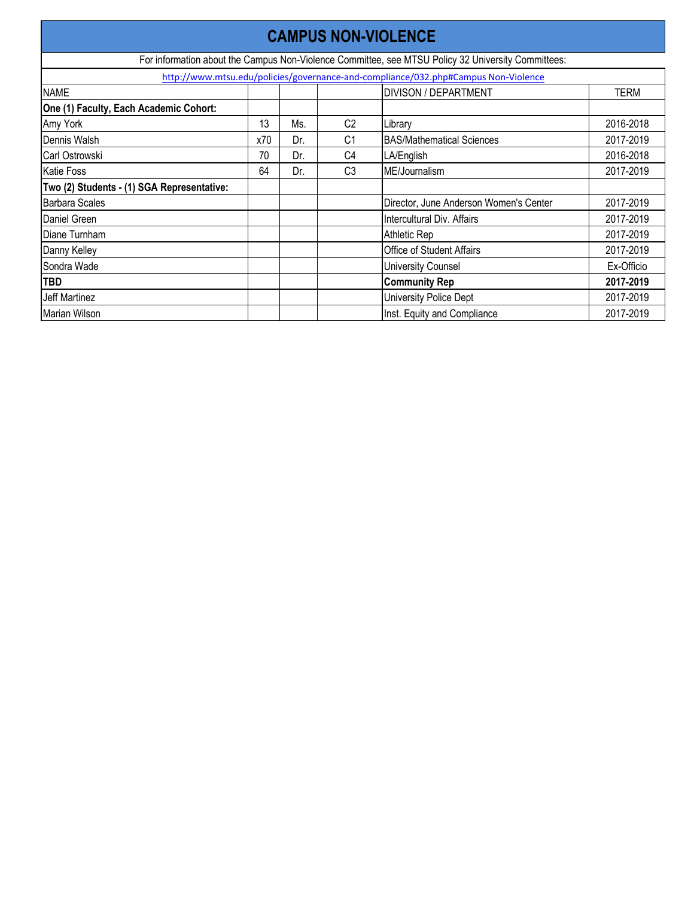# CAMPUS NON-VIOLENCE

For information about the Campus Non-Violence Committee, see MTSU Policy 32 University Committees:

http://www.mtsu.edu/policies/governance-and-compliance/032.php#Campus Non-Violence

| NAME | | | | DIVISON / DEPARTMENT | TERM |
|---|---|---|---|---|---|
| **One (1) Faculty, Each Academic Cohort:** | | | | | |
| Amy York | 13 | Ms. | C2 | Library | 2016-2018 |
| Dennis Walsh | x70 | Dr. | C1 | BAS/Mathematical Sciences | 2017-2019 |
| Carl Ostrowski | 70 | Dr. | C4 | LA/English | 2016-2018 |
| Katie Foss | 64 | Dr. | C3 | ME/Journalism | 2017-2019 |
| **Two (2) Students - (1) SGA Representative:** | | | | | |
| Barbara Scales | | | | Director, June Anderson Women's Center | 2017-2019 |
| Daniel Green | | | | Intercultural Div. Affairs | 2017-2019 |
| Diane Turnham | | | | Athletic Rep | 2017-2019 |
| Danny Kelley | | | | Office of Student Affairs | 2017-2019 |
| Sondra Wade | | | | University Counsel | Ex-Officio |
| **TBD** | | | | **Community Rep** | **2017-2019** |
| Jeff Martinez | | | | University Police Dept | 2017-2019 |
| Marian Wilson | | | | Inst. Equity and Compliance | 2017-2019 |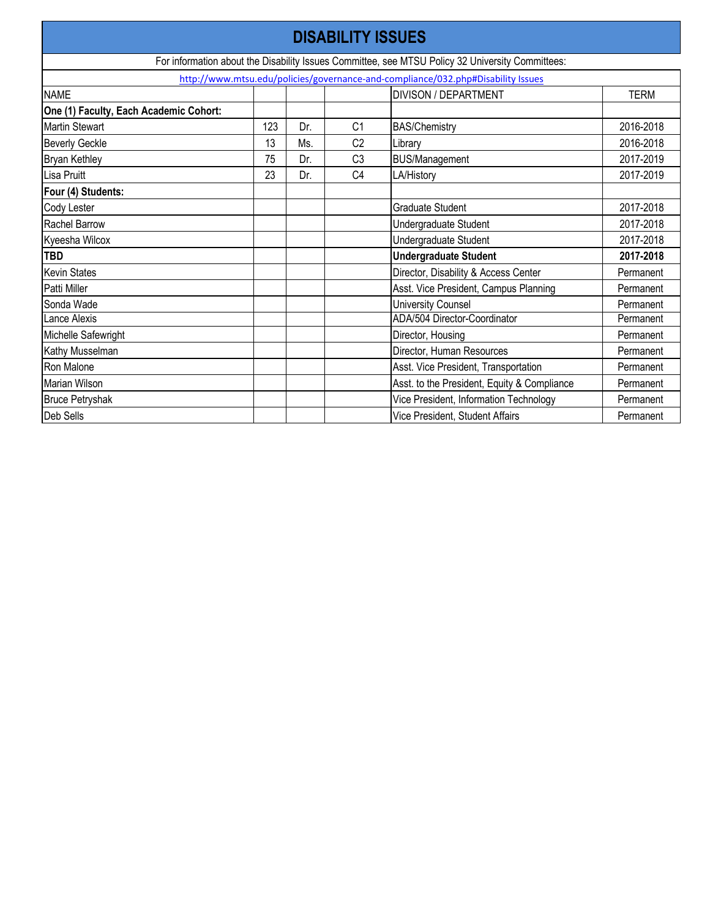# DISABILITY ISSUES

For information about the Disability Issues Committee, see MTSU Policy 32 University Committees:

http://www.mtsu.edu/policies/governance-and-compliance/032.php#Disability Issues

| NAME | | | | DIVISON / DEPARTMENT | TERM |
|---|---|---|---|---|---|
| **One (1) Faculty, Each Academic Cohort:** | | | | | |
| Martin Stewart | 123 | Dr. | C1 | BAS/Chemistry | 2016-2018 |
| Beverly Geckle | 13 | Ms. | C2 | Library | 2016-2018 |
| Bryan Kethley | 75 | Dr. | C3 | BUS/Management | 2017-2019 |
| Lisa Pruitt | 23 | Dr. | C4 | LA/History | 2017-2019 |
| **Four (4) Students:** | | | | | |
| Cody Lester | | | | Graduate Student | 2017-2018 |
| Rachel Barrow | | | | Undergraduate Student | 2017-2018 |
| Kyeesha Wilcox | | | | Undergraduate Student | 2017-2018 |
| **TBD** | | | | **Undergraduate Student** | **2017-2018** |
| Kevin States | | | | Director, Disability & Access Center | Permanent |
| Patti Miller | | | | Asst. Vice President, Campus Planning | Permanent |
| Sonda Wade | | | | University Counsel | Permanent |
| Lance Alexis | | | | ADA/504 Director-Coordinator | Permanent |
| Michelle Safewright | | | | Director, Housing | Permanent |
| Kathy Musselman | | | | Director, Human Resources | Permanent |
| Ron Malone | | | | Asst. Vice President, Transportation | Permanent |
| Marian Wilson | | | | Asst. to the President, Equity & Compliance | Permanent |
| Bruce Petryshak | | | | Vice President, Information Technology | Permanent |
| Deb Sells | | | | Vice President, Student Affairs | Permanent |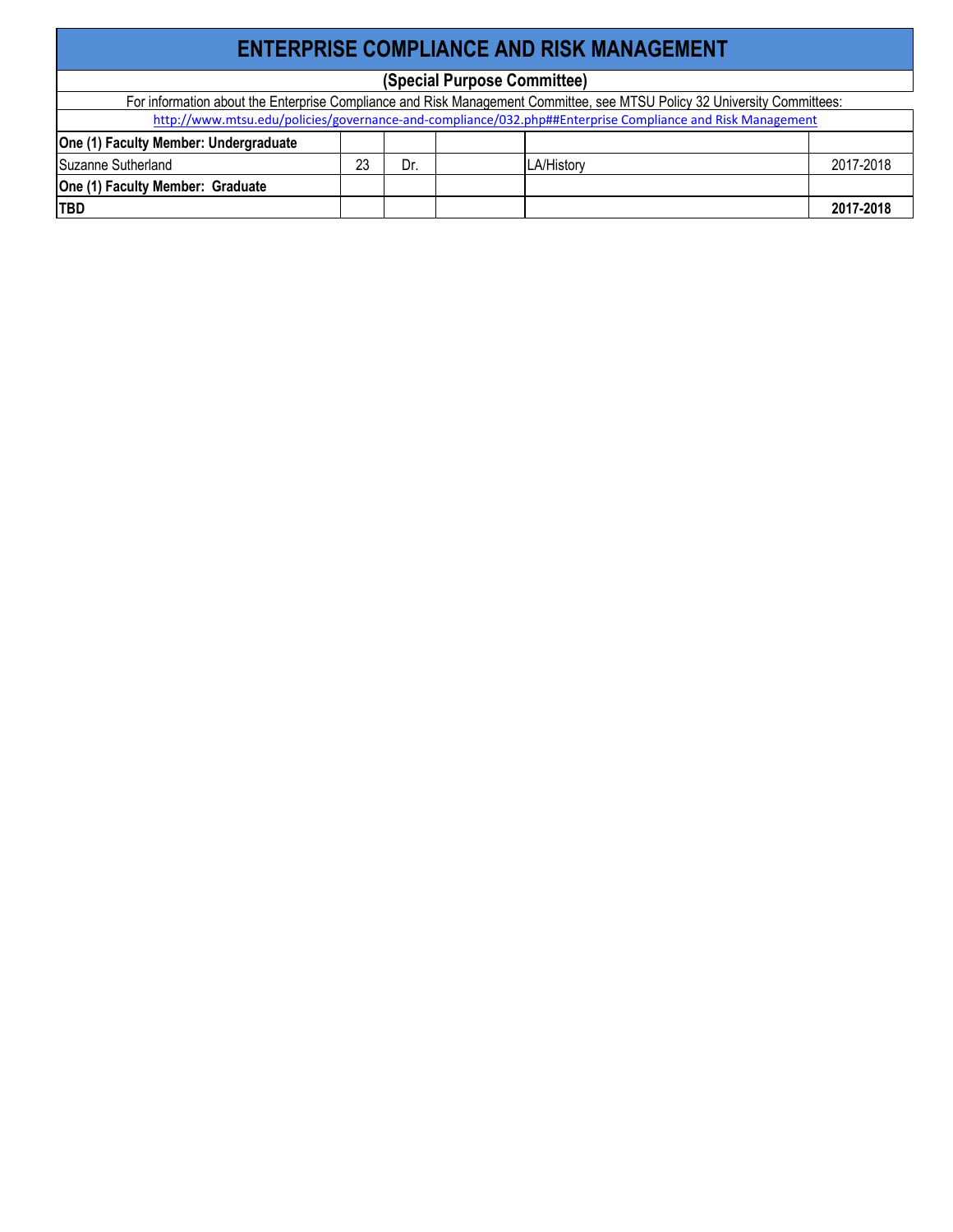# ENTERPRISE COMPLIANCE AND RISK MANAGEMENT

**(Special Purpose Committee)**

For information about the Enterprise Compliance and Risk Management Committee, see MTSU Policy 32 University Committees:

http://www.mtsu.edu/policies/governance-and-compliance/032.php##Enterprise Compliance and Risk Management

| **One (1) Faculty Member: Undergraduate** | | | | | |
|---|---|---|---|---|---|
| Suzanne Sutherland | 23 | Dr. | | LA/History | 2017-2018 |
| **One (1) Faculty Member: Graduate** | | | | | |
| **TBD** | | | | | **2017-2018** |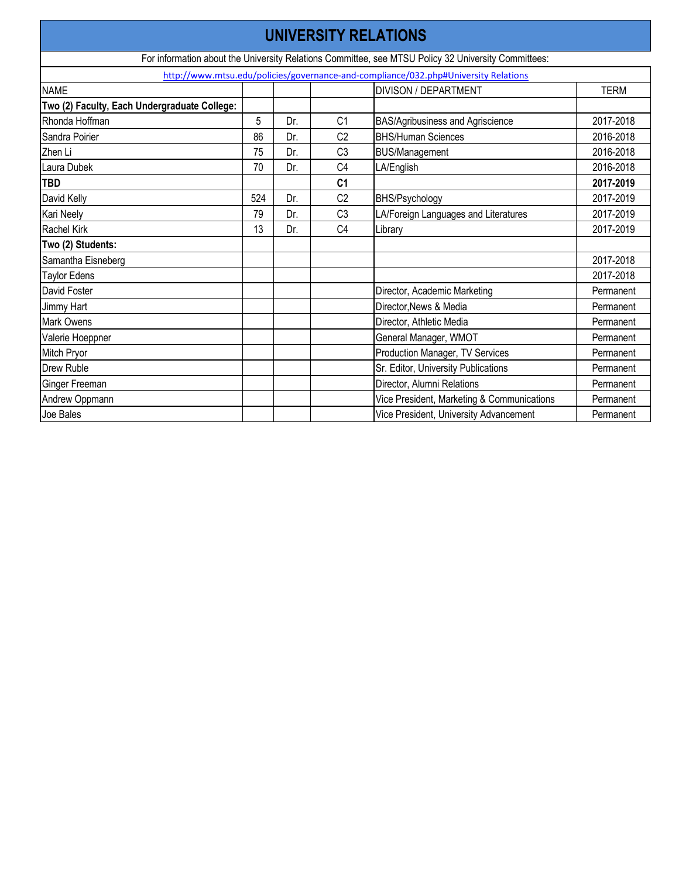# UNIVERSITY RELATIONS

For information about the University Relations Committee, see MTSU Policy 32 University Committees:

http://www.mtsu.edu/policies/governance-and-compliance/032.php#University Relations

| NAME | | | | DIVISON / DEPARTMENT | TERM |
|---|---|---|---|---|---|
| **Two (2) Faculty, Each Undergraduate College:** | | | | | |
| Rhonda Hoffman | 5 | Dr. | C1 | BAS/Agribusiness and Agriscience | 2017-2018 |
| Sandra Poirier | 86 | Dr. | C2 | BHS/Human Sciences | 2016-2018 |
| Zhen Li | 75 | Dr. | C3 | BUS/Management | 2016-2018 |
| Laura Dubek | 70 | Dr. | C4 | LA/English | 2016-2018 |
| **TBD** | | | **C1** | | **2017-2019** |
| David Kelly | 524 | Dr. | C2 | BHS/Psychology | 2017-2019 |
| Kari Neely | 79 | Dr. | C3 | LA/Foreign Languages and Literatures | 2017-2019 |
| Rachel Kirk | 13 | Dr. | C4 | Library | 2017-2019 |
| **Two (2) Students:** | | | | | |
| Samantha Eisneberg | | | | | 2017-2018 |
| Taylor Edens | | | | | 2017-2018 |
| David Foster | | | | Director, Academic Marketing | Permanent |
| Jimmy Hart | | | | Director,News & Media | Permanent |
| Mark Owens | | | | Director, Athletic Media | Permanent |
| Valerie Hoeppner | | | | General Manager, WMOT | Permanent |
| Mitch Pryor | | | | Production Manager, TV Services | Permanent |
| Drew Ruble | | | | Sr. Editor, University Publications | Permanent |
| Ginger Freeman | | | | Director, Alumni Relations | Permanent |
| Andrew Oppmann | | | | Vice President, Marketing & Communications | Permanent |
| Joe Bales | | | | Vice President, University Advancement | Permanent |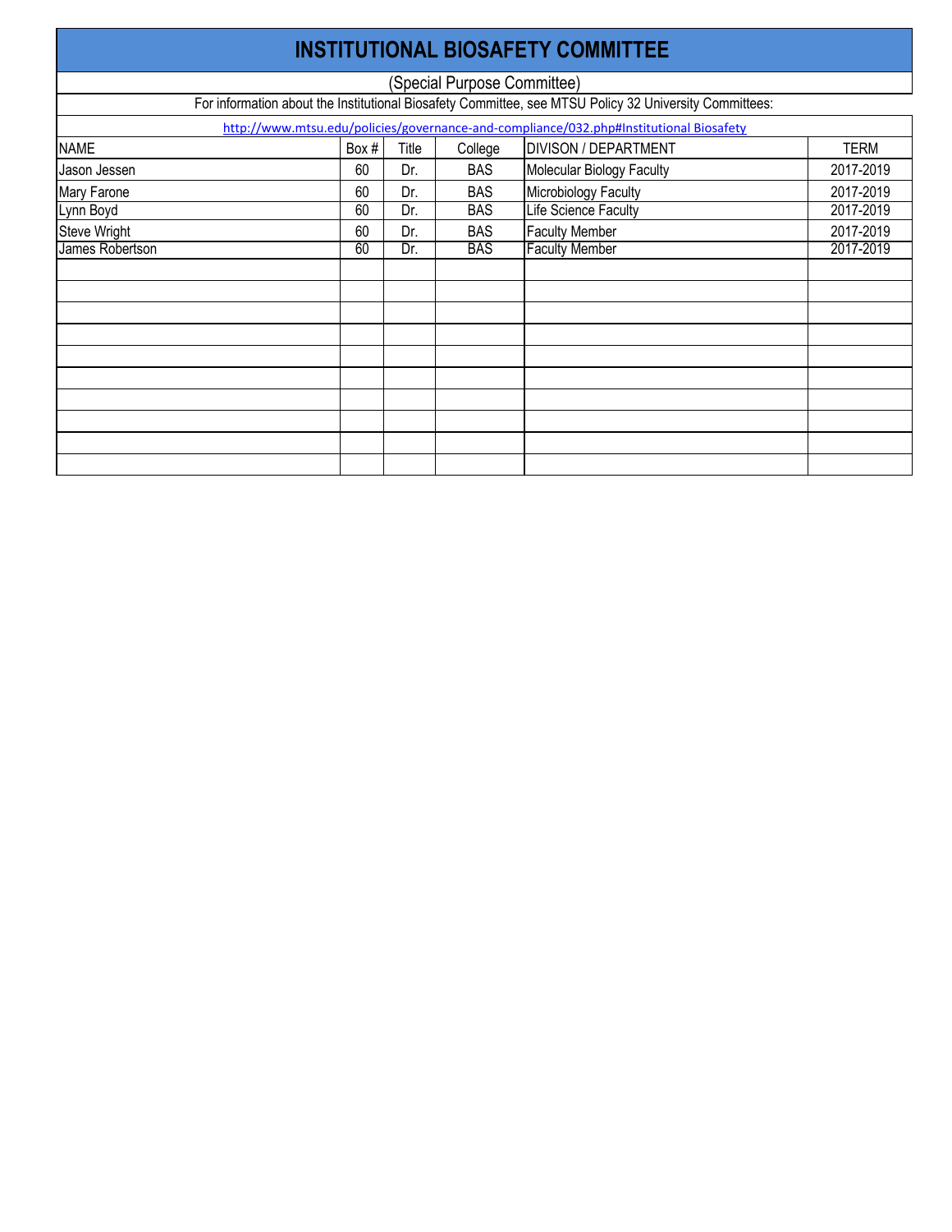# INSTITUTIONAL BIOSAFETY COMMITTEE

(Special Purpose Committee)

For information about the Institutional Biosafety Committee, see MTSU Policy 32 University Committees:

http://www.mtsu.edu/policies/governance-and-compliance/032.php#Institutional Biosafety

| NAME | Box # | Title | College | DIVISON / DEPARTMENT | TERM |
|---|---|---|---|---|---|
| Jason Jessen | 60 | Dr. | BAS | Molecular Biology Faculty | 2017-2019 |
| Mary Farone | 60 | Dr. | BAS | Microbiology Faculty | 2017-2019 |
| Lynn Boyd | 60 | Dr. | BAS | Life Science Faculty | 2017-2019 |
| Steve Wright | 60 | Dr. | BAS | Faculty Member | 2017-2019 |
| James Robertson | 60 | Dr. | BAS | Faculty Member | 2017-2019 |